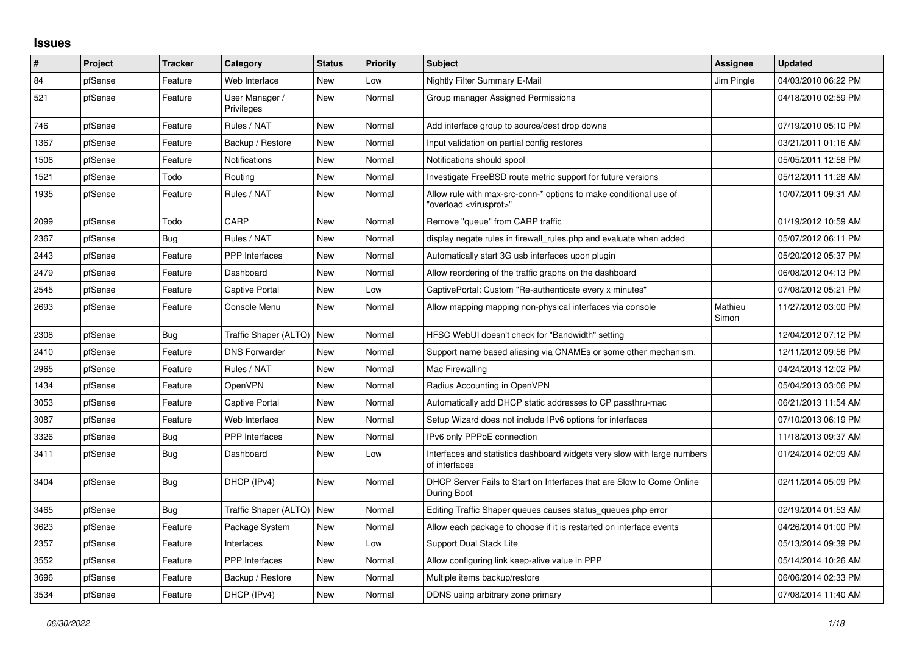## Issues

| # | Project | Tracker | Category | Status | Priority | Subject | Assignee | Updated |
|---|---|---|---|---|---|---|---|---|
| 84 | pfSense | Feature | Web Interface | New | Low | Nightly Filter Summary E-Mail | Jim Pingle | 04/03/2010 06:22 PM |
| 521 | pfSense | Feature | User Manager / Privileges | New | Normal | Group manager Assigned Permissions | | 04/18/2010 02:59 PM |
| 746 | pfSense | Feature | Rules / NAT | New | Normal | Add interface group to source/dest drop downs | | 07/19/2010 05:10 PM |
| 1367 | pfSense | Feature | Backup / Restore | New | Normal | Input validation on partial config restores | | 03/21/2011 01:16 AM |
| 1506 | pfSense | Feature | Notifications | New | Normal | Notifications should spool | | 05/05/2011 12:58 PM |
| 1521 | pfSense | Todo | Routing | New | Normal | Investigate FreeBSD route metric support for future versions | | 05/12/2011 11:28 AM |
| 1935 | pfSense | Feature | Rules / NAT | New | Normal | Allow rule with max-src-conn-* options to make conditional use of "overload <virusprot>" | | 10/07/2011 09:31 AM |
| 2099 | pfSense | Todo | CARP | New | Normal | Remove "queue" from CARP traffic | | 01/19/2012 10:59 AM |
| 2367 | pfSense | Bug | Rules / NAT | New | Normal | display negate rules in firewall_rules.php and evaluate when added | | 05/07/2012 06:11 PM |
| 2443 | pfSense | Feature | PPP Interfaces | New | Normal | Automatically start 3G usb interfaces upon plugin | | 05/20/2012 05:37 PM |
| 2479 | pfSense | Feature | Dashboard | New | Normal | Allow reordering of the traffic graphs on the dashboard | | 06/08/2012 04:13 PM |
| 2545 | pfSense | Feature | Captive Portal | New | Low | CaptivePortal: Custom "Re-authenticate every x minutes" | | 07/08/2012 05:21 PM |
| 2693 | pfSense | Feature | Console Menu | New | Normal | Allow mapping mapping non-physical interfaces via console | Mathieu Simon | 11/27/2012 03:00 PM |
| 2308 | pfSense | Bug | Traffic Shaper (ALTQ) | New | Normal | HFSC WebUI doesn't check for "Bandwidth" setting | | 12/04/2012 07:12 PM |
| 2410 | pfSense | Feature | DNS Forwarder | New | Normal | Support name based aliasing via CNAMEs or some other mechanism. | | 12/11/2012 09:56 PM |
| 2965 | pfSense | Feature | Rules / NAT | New | Normal | Mac Firewalling | | 04/24/2013 12:02 PM |
| 1434 | pfSense | Feature | OpenVPN | New | Normal | Radius Accounting in OpenVPN | | 05/04/2013 03:06 PM |
| 3053 | pfSense | Feature | Captive Portal | New | Normal | Automatically add DHCP static addresses to CP passthru-mac | | 06/21/2013 11:54 AM |
| 3087 | pfSense | Feature | Web Interface | New | Normal | Setup Wizard does not include IPv6 options for interfaces | | 07/10/2013 06:19 PM |
| 3326 | pfSense | Bug | PPP Interfaces | New | Normal | IPv6 only PPPoE connection | | 11/18/2013 09:37 AM |
| 3411 | pfSense | Bug | Dashboard | New | Low | Interfaces and statistics dashboard widgets very slow with large numbers of interfaces | | 01/24/2014 02:09 AM |
| 3404 | pfSense | Bug | DHCP (IPv4) | New | Normal | DHCP Server Fails to Start on Interfaces that are Slow to Come Online During Boot | | 02/11/2014 05:09 PM |
| 3465 | pfSense | Bug | Traffic Shaper (ALTQ) | New | Normal | Editing Traffic Shaper queues causes status_queues.php error | | 02/19/2014 01:53 AM |
| 3623 | pfSense | Feature | Package System | New | Normal | Allow each package to choose if it is restarted on interface events | | 04/26/2014 01:00 PM |
| 2357 | pfSense | Feature | Interfaces | New | Low | Support Dual Stack Lite | | 05/13/2014 09:39 PM |
| 3552 | pfSense | Feature | PPP Interfaces | New | Normal | Allow configuring link keep-alive value in PPP | | 05/14/2014 10:26 AM |
| 3696 | pfSense | Feature | Backup / Restore | New | Normal | Multiple items backup/restore | | 06/06/2014 02:33 PM |
| 3534 | pfSense | Feature | DHCP (IPv4) | New | Normal | DDNS using arbitrary zone primary | | 07/08/2014 11:40 AM |

*06/30/2022*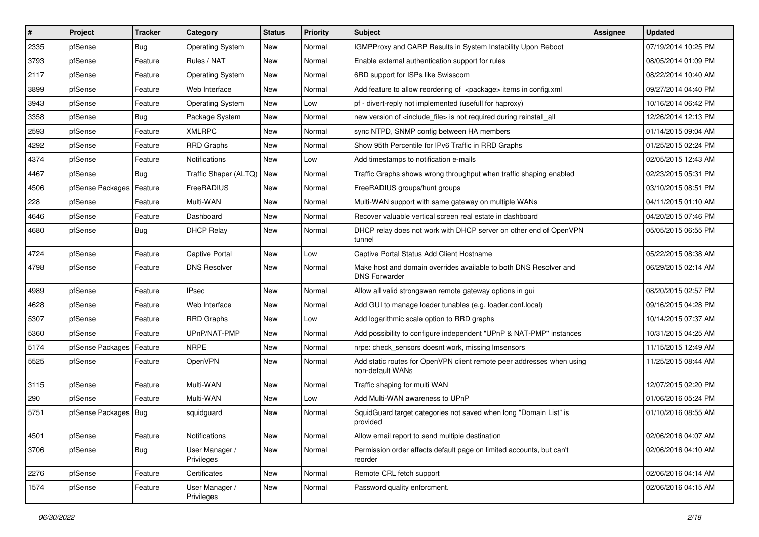| # | Project | Tracker | Category | Status | Priority | Subject | Assignee | Updated |
|---|---|---|---|---|---|---|---|---|
| 2335 | pfSense | Bug | Operating System | New | Normal | IGMPProxy and CARP Results in System Instability Upon Reboot | | 07/19/2014 10:25 PM |
| 3793 | pfSense | Feature | Rules / NAT | New | Normal | Enable external authentication support for rules | | 08/05/2014 01:09 PM |
| 2117 | pfSense | Feature | Operating System | New | Normal | 6RD support for ISPs like Swisscom | | 08/22/2014 10:40 AM |
| 3899 | pfSense | Feature | Web Interface | New | Normal | Add feature to allow reordering of <package> items in config.xml | | 09/27/2014 04:40 PM |
| 3943 | pfSense | Feature | Operating System | New | Low | pf - divert-reply not implemented (usefull for haproxy) | | 10/16/2014 06:42 PM |
| 3358 | pfSense | Bug | Package System | New | Normal | new version of <include_file> is not required during reinstall_all | | 12/26/2014 12:13 PM |
| 2593 | pfSense | Feature | XMLRPC | New | Normal | sync NTPD, SNMP config between HA members | | 01/14/2015 09:04 AM |
| 4292 | pfSense | Feature | RRD Graphs | New | Normal | Show 95th Percentile for IPv6 Traffic in RRD Graphs | | 01/25/2015 02:24 PM |
| 4374 | pfSense | Feature | Notifications | New | Low | Add timestamps to notification e-mails | | 02/05/2015 12:43 AM |
| 4467 | pfSense | Bug | Traffic Shaper (ALTQ) | New | Normal | Traffic Graphs shows wrong throughput when traffic shaping enabled | | 02/23/2015 05:31 PM |
| 4506 | pfSense Packages | Feature | FreeRADIUS | New | Normal | FreeRADIUS groups/hunt groups | | 03/10/2015 08:51 PM |
| 228 | pfSense | Feature | Multi-WAN | New | Normal | Multi-WAN support with same gateway on multiple WANs | | 04/11/2015 01:10 AM |
| 4646 | pfSense | Feature | Dashboard | New | Normal | Recover valuable vertical screen real estate in dashboard | | 04/20/2015 07:46 PM |
| 4680 | pfSense | Bug | DHCP Relay | New | Normal | DHCP relay does not work with DHCP server on other end of OpenVPN tunnel | | 05/05/2015 06:55 PM |
| 4724 | pfSense | Feature | Captive Portal | New | Low | Captive Portal Status Add Client Hostname | | 05/22/2015 08:38 AM |
| 4798 | pfSense | Feature | DNS Resolver | New | Normal | Make host and domain overrides available to both DNS Resolver and DNS Forwarder | | 06/29/2015 02:14 AM |
| 4989 | pfSense | Feature | IPsec | New | Normal | Allow all valid strongswan remote gateway options in gui | | 08/20/2015 02:57 PM |
| 4628 | pfSense | Feature | Web Interface | New | Normal | Add GUI to manage loader tunables (e.g. loader.conf.local) | | 09/16/2015 04:28 PM |
| 5307 | pfSense | Feature | RRD Graphs | New | Low | Add logarithmic scale option to RRD graphs | | 10/14/2015 07:37 AM |
| 5360 | pfSense | Feature | UPnP/NAT-PMP | New | Normal | Add possibility to configure independent "UPnP & NAT-PMP" instances | | 10/31/2015 04:25 AM |
| 5174 | pfSense Packages | Feature | NRPE | New | Normal | nrpe: check_sensors doesnt work, missing lmsensors | | 11/15/2015 12:49 AM |
| 5525 | pfSense | Feature | OpenVPN | New | Normal | Add static routes for OpenVPN client remote peer addresses when using non-default WANs | | 11/25/2015 08:44 AM |
| 3115 | pfSense | Feature | Multi-WAN | New | Normal | Traffic shaping for multi WAN | | 12/07/2015 02:20 PM |
| 290 | pfSense | Feature | Multi-WAN | New | Low | Add Multi-WAN awareness to UPnP | | 01/06/2016 05:24 PM |
| 5751 | pfSense Packages | Bug | squidguard | New | Normal | SquidGuard target categories not saved when long "Domain List" is provided | | 01/10/2016 08:55 AM |
| 4501 | pfSense | Feature | Notifications | New | Normal | Allow email report to send multiple destination | | 02/06/2016 04:07 AM |
| 3706 | pfSense | Bug | User Manager / Privileges | New | Normal | Permission order affects default page on limited accounts, but can't reorder | | 02/06/2016 04:10 AM |
| 2276 | pfSense | Feature | Certificates | New | Normal | Remote CRL fetch support | | 02/06/2016 04:14 AM |
| 1574 | pfSense | Feature | User Manager / Privileges | New | Normal | Password quality enforcment. | | 02/06/2016 04:15 AM |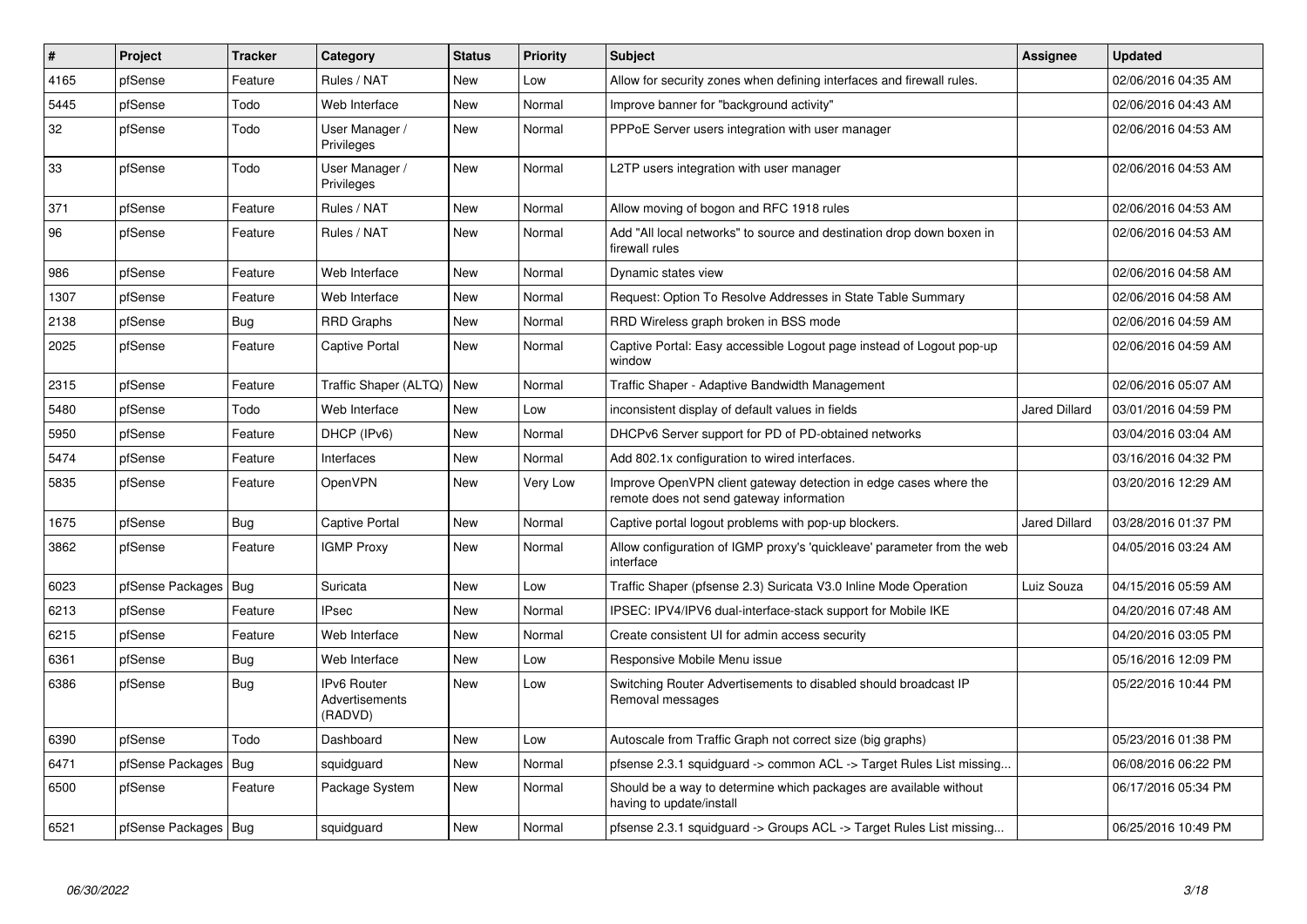| # | Project | Tracker | Category | Status | Priority | Subject | Assignee | Updated |
|---|---|---|---|---|---|---|---|---|
| 4165 | pfSense | Feature | Rules / NAT | New | Low | Allow for security zones when defining interfaces and firewall rules. | | 02/06/2016 04:35 AM |
| 5445 | pfSense | Todo | Web Interface | New | Normal | Improve banner for "background activity" | | 02/06/2016 04:43 AM |
| 32 | pfSense | Todo | User Manager / Privileges | New | Normal | PPPoE Server users integration with user manager | | 02/06/2016 04:53 AM |
| 33 | pfSense | Todo | User Manager / Privileges | New | Normal | L2TP users integration with user manager | | 02/06/2016 04:53 AM |
| 371 | pfSense | Feature | Rules / NAT | New | Normal | Allow moving of bogon and RFC 1918 rules | | 02/06/2016 04:53 AM |
| 96 | pfSense | Feature | Rules / NAT | New | Normal | Add "All local networks" to source and destination drop down boxen in firewall rules | | 02/06/2016 04:53 AM |
| 986 | pfSense | Feature | Web Interface | New | Normal | Dynamic states view | | 02/06/2016 04:58 AM |
| 1307 | pfSense | Feature | Web Interface | New | Normal | Request: Option To Resolve Addresses in State Table Summary | | 02/06/2016 04:58 AM |
| 2138 | pfSense | Bug | RRD Graphs | New | Normal | RRD Wireless graph broken in BSS mode | | 02/06/2016 04:59 AM |
| 2025 | pfSense | Feature | Captive Portal | New | Normal | Captive Portal: Easy accessible Logout page instead of Logout pop-up window | | 02/06/2016 04:59 AM |
| 2315 | pfSense | Feature | Traffic Shaper (ALTQ) | New | Normal | Traffic Shaper - Adaptive Bandwidth Management | | 02/06/2016 05:07 AM |
| 5480 | pfSense | Todo | Web Interface | New | Low | inconsistent display of default values in fields | Jared Dillard | 03/01/2016 04:59 PM |
| 5950 | pfSense | Feature | DHCP (IPv6) | New | Normal | DHCPv6 Server support for PD of PD-obtained networks | | 03/04/2016 03:04 AM |
| 5474 | pfSense | Feature | Interfaces | New | Normal | Add 802.1x configuration to wired interfaces. | | 03/16/2016 04:32 PM |
| 5835 | pfSense | Feature | OpenVPN | New | Very Low | Improve OpenVPN client gateway detection in edge cases where the remote does not send gateway information | | 03/20/2016 12:29 AM |
| 1675 | pfSense | Bug | Captive Portal | New | Normal | Captive portal logout problems with pop-up blockers. | Jared Dillard | 03/28/2016 01:37 PM |
| 3862 | pfSense | Feature | IGMP Proxy | New | Normal | Allow configuration of IGMP proxy's 'quickleave' parameter from the web interface | | 04/05/2016 03:24 AM |
| 6023 | pfSense Packages | Bug | Suricata | New | Low | Traffic Shaper (pfsense 2.3) Suricata V3.0 Inline Mode Operation | Luiz Souza | 04/15/2016 05:59 AM |
| 6213 | pfSense | Feature | IPsec | New | Normal | IPSEC: IPV4/IPV6 dual-interface-stack support for Mobile IKE | | 04/20/2016 07:48 AM |
| 6215 | pfSense | Feature | Web Interface | New | Normal | Create consistent UI for admin access security | | 04/20/2016 03:05 PM |
| 6361 | pfSense | Bug | Web Interface | New | Low | Responsive Mobile Menu issue | | 05/16/2016 12:09 PM |
| 6386 | pfSense | Bug | IPv6 Router Advertisements (RADVD) | New | Low | Switching Router Advertisements to disabled should broadcast IP Removal messages | | 05/22/2016 10:44 PM |
| 6390 | pfSense | Todo | Dashboard | New | Low | Autoscale from Traffic Graph not correct size (big graphs) | | 05/23/2016 01:38 PM |
| 6471 | pfSense Packages | Bug | squidguard | New | Normal | pfsense 2.3.1 squidguard -> common ACL -> Target Rules List missing... | | 06/08/2016 06:22 PM |
| 6500 | pfSense | Feature | Package System | New | Normal | Should be a way to determine which packages are available without having to update/install | | 06/17/2016 05:34 PM |
| 6521 | pfSense Packages | Bug | squidguard | New | Normal | pfsense 2.3.1 squidguard -> Groups ACL -> Target Rules List missing... | | 06/25/2016 10:49 PM |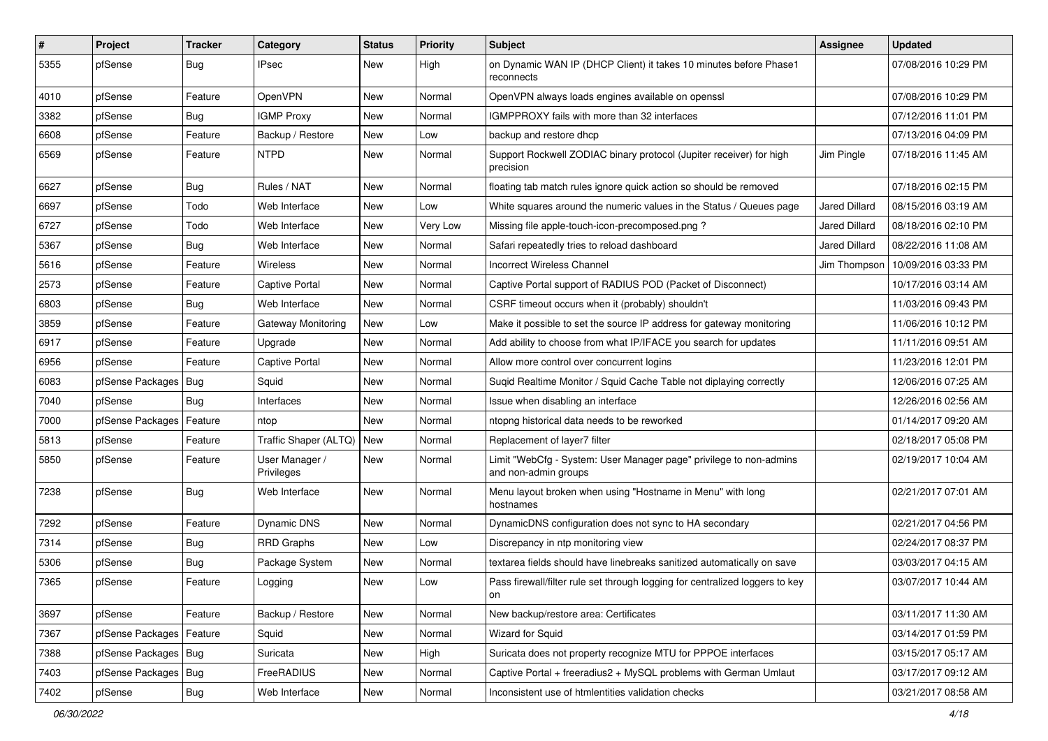| # | Project | Tracker | Category | Status | Priority | Subject | Assignee | Updated |
|---|---|---|---|---|---|---|---|---|
| 5355 | pfSense | Bug | IPsec | New | High | on Dynamic WAN IP (DHCP Client) it takes 10 minutes before Phase1 reconnects | | 07/08/2016 10:29 PM |
| 4010 | pfSense | Feature | OpenVPN | New | Normal | OpenVPN always loads engines available on openssl | | 07/08/2016 10:29 PM |
| 3382 | pfSense | Bug | IGMP Proxy | New | Normal | IGMPPROXY fails with more than 32 interfaces | | 07/12/2016 11:01 PM |
| 6608 | pfSense | Feature | Backup / Restore | New | Low | backup and restore dhcp | | 07/13/2016 04:09 PM |
| 6569 | pfSense | Feature | NTPD | New | Normal | Support Rockwell ZODIAC binary protocol (Jupiter receiver) for high precision | Jim Pingle | 07/18/2016 11:45 AM |
| 6627 | pfSense | Bug | Rules / NAT | New | Normal | floating tab match rules ignore quick action so should be removed | | 07/18/2016 02:15 PM |
| 6697 | pfSense | Todo | Web Interface | New | Low | White squares around the numeric values in the Status / Queues page | Jared Dillard | 08/15/2016 03:19 AM |
| 6727 | pfSense | Todo | Web Interface | New | Very Low | Missing file apple-touch-icon-precomposed.png ? | Jared Dillard | 08/18/2016 02:10 PM |
| 5367 | pfSense | Bug | Web Interface | New | Normal | Safari repeatedly tries to reload dashboard | Jared Dillard | 08/22/2016 11:08 AM |
| 5616 | pfSense | Feature | Wireless | New | Normal | Incorrect Wireless Channel | Jim Thompson | 10/09/2016 03:33 PM |
| 2573 | pfSense | Feature | Captive Portal | New | Normal | Captive Portal support of RADIUS POD (Packet of Disconnect) | | 10/17/2016 03:14 AM |
| 6803 | pfSense | Bug | Web Interface | New | Normal | CSRF timeout occurs when it (probably) shouldn't | | 11/03/2016 09:43 PM |
| 3859 | pfSense | Feature | Gateway Monitoring | New | Low | Make it possible to set the source IP address for gateway monitoring | | 11/06/2016 10:12 PM |
| 6917 | pfSense | Feature | Upgrade | New | Normal | Add ability to choose from what IP/IFACE you search for updates | | 11/11/2016 09:51 AM |
| 6956 | pfSense | Feature | Captive Portal | New | Normal | Allow more control over concurrent logins | | 11/23/2016 12:01 PM |
| 6083 | pfSense Packages | Bug | Squid | New | Normal | Suqid Realtime Monitor / Squid Cache Table not diplaying correctly | | 12/06/2016 07:25 AM |
| 7040 | pfSense | Bug | Interfaces | New | Normal | Issue when disabling an interface | | 12/26/2016 02:56 AM |
| 7000 | pfSense Packages | Feature | ntop | New | Normal | ntopng historical data needs to be reworked | | 01/14/2017 09:20 AM |
| 5813 | pfSense | Feature | Traffic Shaper (ALTQ) | New | Normal | Replacement of layer7 filter | | 02/18/2017 05:08 PM |
| 5850 | pfSense | Feature | User Manager / Privileges | New | Normal | Limit "WebCfg - System: User Manager page" privilege to non-admins and non-admin groups | | 02/19/2017 10:04 AM |
| 7238 | pfSense | Bug | Web Interface | New | Normal | Menu layout broken when using "Hostname in Menu" with long hostnames | | 02/21/2017 07:01 AM |
| 7292 | pfSense | Feature | Dynamic DNS | New | Normal | DynamicDNS configuration does not sync to HA secondary | | 02/21/2017 04:56 PM |
| 7314 | pfSense | Bug | RRD Graphs | New | Low | Discrepancy in ntp monitoring view | | 02/24/2017 08:37 PM |
| 5306 | pfSense | Bug | Package System | New | Normal | textarea fields should have linebreaks sanitized automatically on save | | 03/03/2017 04:15 AM |
| 7365 | pfSense | Feature | Logging | New | Low | Pass firewall/filter rule set through logging for centralized loggers to key on | | 03/07/2017 10:44 AM |
| 3697 | pfSense | Feature | Backup / Restore | New | Normal | New backup/restore area: Certificates | | 03/11/2017 11:30 AM |
| 7367 | pfSense Packages | Feature | Squid | New | Normal | Wizard for Squid | | 03/14/2017 01:59 PM |
| 7388 | pfSense Packages | Bug | Suricata | New | High | Suricata does not property recognize MTU for PPPOE interfaces | | 03/15/2017 05:17 AM |
| 7403 | pfSense Packages | Bug | FreeRADIUS | New | Normal | Captive Portal + freeradius2 + MySQL problems with German Umlaut | | 03/17/2017 09:12 AM |
| 7402 | pfSense | Bug | Web Interface | New | Normal | Inconsistent use of htmlentities validation checks | | 03/21/2017 08:58 AM |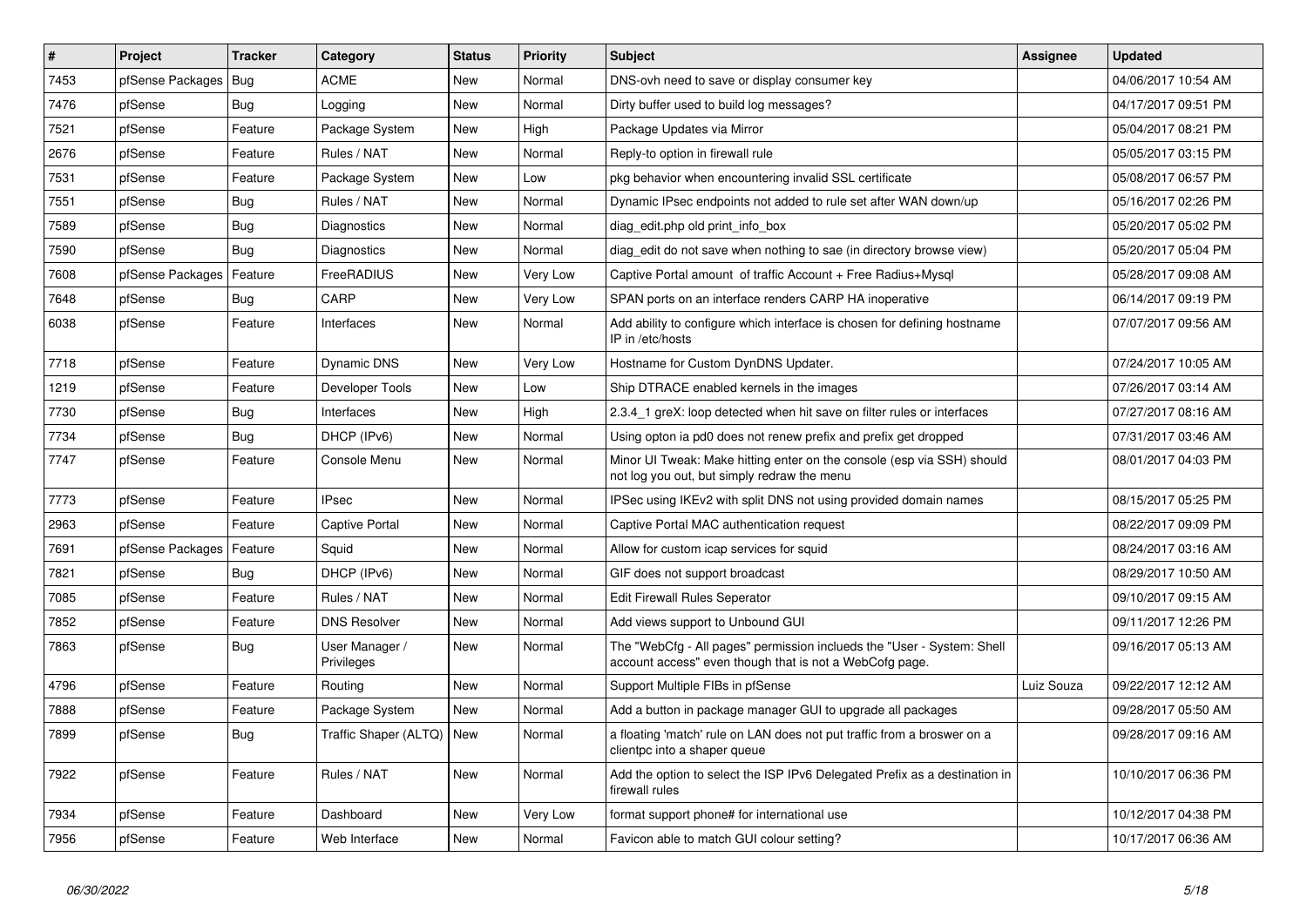| # | Project | Tracker | Category | Status | Priority | Subject | Assignee | Updated |
|---|---|---|---|---|---|---|---|---|
| 7453 | pfSense Packages | Bug | ACME | New | Normal | DNS-ovh need to save or display consumer key | | 04/06/2017 10:54 AM |
| 7476 | pfSense | Bug | Logging | New | Normal | Dirty buffer used to build log messages? | | 04/17/2017 09:51 PM |
| 7521 | pfSense | Feature | Package System | New | High | Package Updates via Mirror | | 05/04/2017 08:21 PM |
| 2676 | pfSense | Feature | Rules / NAT | New | Normal | Reply-to option in firewall rule | | 05/05/2017 03:15 PM |
| 7531 | pfSense | Feature | Package System | New | Low | pkg behavior when encountering invalid SSL certificate | | 05/08/2017 06:57 PM |
| 7551 | pfSense | Bug | Rules / NAT | New | Normal | Dynamic IPsec endpoints not added to rule set after WAN down/up | | 05/16/2017 02:26 PM |
| 7589 | pfSense | Bug | Diagnostics | New | Normal | diag_edit.php old print_info_box | | 05/20/2017 05:02 PM |
| 7590 | pfSense | Bug | Diagnostics | New | Normal | diag_edit do not save when nothing to sae (in directory browse view) | | 05/20/2017 05:04 PM |
| 7608 | pfSense Packages | Feature | FreeRADIUS | New | Very Low | Captive Portal amount of traffic Account + Free Radius+Mysql | | 05/28/2017 09:08 AM |
| 7648 | pfSense | Bug | CARP | New | Very Low | SPAN ports on an interface renders CARP HA inoperative | | 06/14/2017 09:19 PM |
| 6038 | pfSense | Feature | Interfaces | New | Normal | Add ability to configure which interface is chosen for defining hostname IP in /etc/hosts | | 07/07/2017 09:56 AM |
| 7718 | pfSense | Feature | Dynamic DNS | New | Very Low | Hostname for Custom DynDNS Updater. | | 07/24/2017 10:05 AM |
| 1219 | pfSense | Feature | Developer Tools | New | Low | Ship DTRACE enabled kernels in the images | | 07/26/2017 03:14 AM |
| 7730 | pfSense | Bug | Interfaces | New | High | 2.3.4_1 greX: loop detected when hit save on filter rules or interfaces | | 07/27/2017 08:16 AM |
| 7734 | pfSense | Bug | DHCP (IPv6) | New | Normal | Using opton ia pd0 does not renew prefix and prefix get dropped | | 07/31/2017 03:46 AM |
| 7747 | pfSense | Feature | Console Menu | New | Normal | Minor UI Tweak: Make hitting enter on the console (esp via SSH) should not log you out, but simply redraw the menu | | 08/01/2017 04:03 PM |
| 7773 | pfSense | Feature | IPsec | New | Normal | IPSec using IKEv2 with split DNS not using provided domain names | | 08/15/2017 05:25 PM |
| 2963 | pfSense | Feature | Captive Portal | New | Normal | Captive Portal MAC authentication request | | 08/22/2017 09:09 PM |
| 7691 | pfSense Packages | Feature | Squid | New | Normal | Allow for custom icap services for squid | | 08/24/2017 03:16 AM |
| 7821 | pfSense | Bug | DHCP (IPv6) | New | Normal | GIF does not support broadcast | | 08/29/2017 10:50 AM |
| 7085 | pfSense | Feature | Rules / NAT | New | Normal | Edit Firewall Rules Seperator | | 09/10/2017 09:15 AM |
| 7852 | pfSense | Feature | DNS Resolver | New | Normal | Add views support to Unbound GUI | | 09/11/2017 12:26 PM |
| 7863 | pfSense | Bug | User Manager / Privileges | New | Normal | The "WebCfg - All pages" permission inclueds the "User - System: Shell account access" even though that is not a WebCofg page. | | 09/16/2017 05:13 AM |
| 4796 | pfSense | Feature | Routing | New | Normal | Support Multiple FIBs in pfSense | Luiz Souza | 09/22/2017 12:12 AM |
| 7888 | pfSense | Feature | Package System | New | Normal | Add a button in package manager GUI to upgrade all packages | | 09/28/2017 05:50 AM |
| 7899 | pfSense | Bug | Traffic Shaper (ALTQ) | New | Normal | a floating 'match' rule on LAN does not put traffic from a broswer on a clientpc into a shaper queue | | 09/28/2017 09:16 AM |
| 7922 | pfSense | Feature | Rules / NAT | New | Normal | Add the option to select the ISP IPv6 Delegated Prefix as a destination in firewall rules | | 10/10/2017 06:36 PM |
| 7934 | pfSense | Feature | Dashboard | New | Very Low | format support phone# for international use | | 10/12/2017 04:38 PM |
| 7956 | pfSense | Feature | Web Interface | New | Normal | Favicon able to match GUI colour setting? | | 10/17/2017 06:36 AM |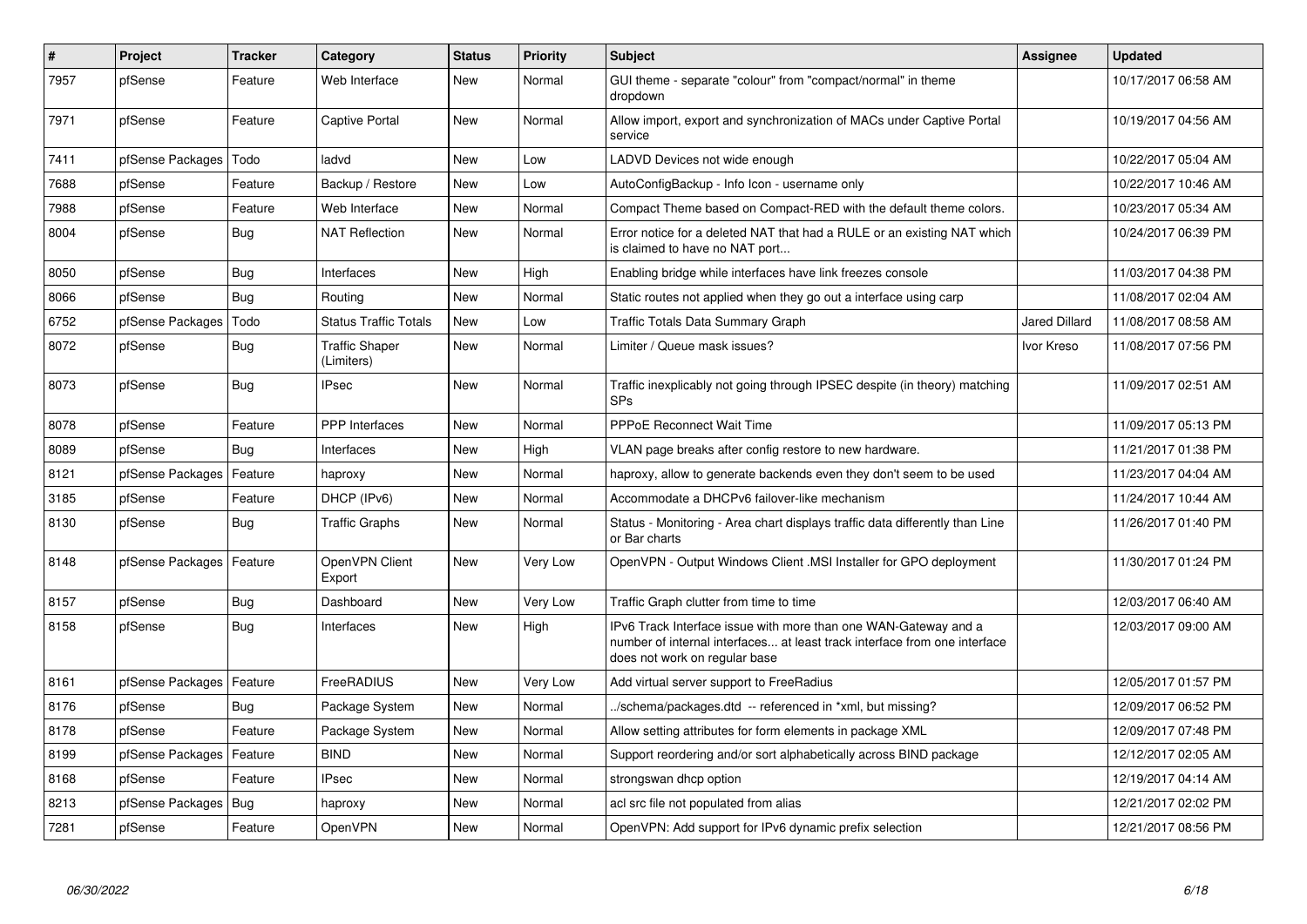| # | Project | Tracker | Category | Status | Priority | Subject | Assignee | Updated |
|---|---|---|---|---|---|---|---|---|
| 7957 | pfSense | Feature | Web Interface | New | Normal | GUI theme - separate "colour" from "compact/normal" in theme dropdown | | 10/17/2017 06:58 AM |
| 7971 | pfSense | Feature | Captive Portal | New | Normal | Allow import, export and synchronization of MACs under Captive Portal service | | 10/19/2017 04:56 AM |
| 7411 | pfSense Packages | Todo | ladvd | New | Low | LADVD Devices not wide enough | | 10/22/2017 05:04 AM |
| 7688 | pfSense | Feature | Backup / Restore | New | Low | AutoConfigBackup - Info Icon - username only | | 10/22/2017 10:46 AM |
| 7988 | pfSense | Feature | Web Interface | New | Normal | Compact Theme based on Compact-RED with the default theme colors. | | 10/23/2017 05:34 AM |
| 8004 | pfSense | Bug | NAT Reflection | New | Normal | Error notice for a deleted NAT that had a RULE or an existing NAT which is claimed to have no NAT port... | | 10/24/2017 06:39 PM |
| 8050 | pfSense | Bug | Interfaces | New | High | Enabling bridge while interfaces have link freezes console | | 11/03/2017 04:38 PM |
| 8066 | pfSense | Bug | Routing | New | Normal | Static routes not applied when they go out a interface using carp | | 11/08/2017 02:04 AM |
| 6752 | pfSense Packages | Todo | Status Traffic Totals | New | Low | Traffic Totals Data Summary Graph | Jared Dillard | 11/08/2017 08:58 AM |
| 8072 | pfSense | Bug | Traffic Shaper (Limiters) | New | Normal | Limiter / Queue mask issues? | Ivor Kreso | 11/08/2017 07:56 PM |
| 8073 | pfSense | Bug | IPsec | New | Normal | Traffic inexplicably not going through IPSEC despite (in theory) matching SPs | | 11/09/2017 02:51 AM |
| 8078 | pfSense | Feature | PPP Interfaces | New | Normal | PPPoE Reconnect Wait Time | | 11/09/2017 05:13 PM |
| 8089 | pfSense | Bug | Interfaces | New | High | VLAN page breaks after config restore to new hardware. | | 11/21/2017 01:38 PM |
| 8121 | pfSense Packages | Feature | haproxy | New | Normal | haproxy, allow to generate backends even they don't seem to be used | | 11/23/2017 04:04 AM |
| 3185 | pfSense | Feature | DHCP (IPv6) | New | Normal | Accommodate a DHCPv6 failover-like mechanism | | 11/24/2017 10:44 AM |
| 8130 | pfSense | Bug | Traffic Graphs | New | Normal | Status - Monitoring - Area chart displays traffic data differently than Line or Bar charts | | 11/26/2017 01:40 PM |
| 8148 | pfSense Packages | Feature | OpenVPN Client Export | New | Very Low | OpenVPN - Output Windows Client .MSI Installer for GPO deployment | | 11/30/2017 01:24 PM |
| 8157 | pfSense | Bug | Dashboard | New | Very Low | Traffic Graph clutter from time to time | | 12/03/2017 06:40 AM |
| 8158 | pfSense | Bug | Interfaces | New | High | IPv6 Track Interface issue with more than one WAN-Gateway and a number of internal interfaces... at least track interface from one interface does not work on regular base | | 12/03/2017 09:00 AM |
| 8161 | pfSense Packages | Feature | FreeRADIUS | New | Very Low | Add virtual server support to FreeRadius | | 12/05/2017 01:57 PM |
| 8176 | pfSense | Bug | Package System | New | Normal | ../schema/packages.dtd -- referenced in *xml, but missing? | | 12/09/2017 06:52 PM |
| 8178 | pfSense | Feature | Package System | New | Normal | Allow setting attributes for form elements in package XML | | 12/09/2017 07:48 PM |
| 8199 | pfSense Packages | Feature | BIND | New | Normal | Support reordering and/or sort alphabetically across BIND package | | 12/12/2017 02:05 AM |
| 8168 | pfSense | Feature | IPsec | New | Normal | strongswan dhcp option | | 12/19/2017 04:14 AM |
| 8213 | pfSense Packages | Bug | haproxy | New | Normal | acl src file not populated from alias | | 12/21/2017 02:02 PM |
| 7281 | pfSense | Feature | OpenVPN | New | Normal | OpenVPN: Add support for IPv6 dynamic prefix selection | | 12/21/2017 08:56 PM |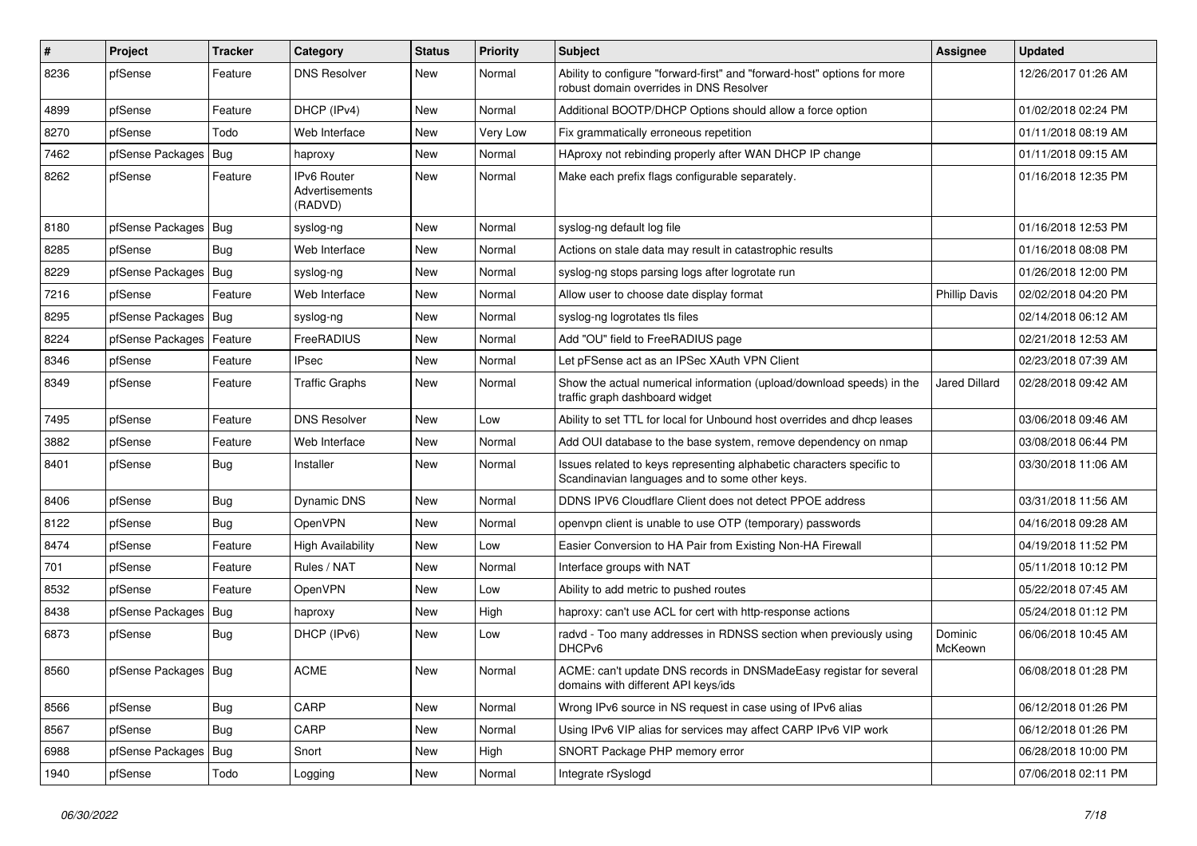| # | Project | Tracker | Category | Status | Priority | Subject | Assignee | Updated |
|---|---|---|---|---|---|---|---|---|
| 8236 | pfSense | Feature | DNS Resolver | New | Normal | Ability to configure "forward-first" and "forward-host" options for more robust domain overrides in DNS Resolver | | 12/26/2017 01:26 AM |
| 4899 | pfSense | Feature | DHCP (IPv4) | New | Normal | Additional BOOTP/DHCP Options should allow a force option | | 01/02/2018 02:24 PM |
| 8270 | pfSense | Todo | Web Interface | New | Very Low | Fix grammatically erroneous repetition | | 01/11/2018 08:19 AM |
| 7462 | pfSense Packages | Bug | haproxy | New | Normal | HAproxy not rebinding properly after WAN DHCP IP change | | 01/11/2018 09:15 AM |
| 8262 | pfSense | Feature | IPv6 Router Advertisements (RADVD) | New | Normal | Make each prefix flags configurable separately. | | 01/16/2018 12:35 PM |
| 8180 | pfSense Packages | Bug | syslog-ng | New | Normal | syslog-ng default log file | | 01/16/2018 12:53 PM |
| 8285 | pfSense | Bug | Web Interface | New | Normal | Actions on stale data may result in catastrophic results | | 01/16/2018 08:08 PM |
| 8229 | pfSense Packages | Bug | syslog-ng | New | Normal | syslog-ng stops parsing logs after logrotate run | | 01/26/2018 12:00 PM |
| 7216 | pfSense | Feature | Web Interface | New | Normal | Allow user to choose date display format | Phillip Davis | 02/02/2018 04:20 PM |
| 8295 | pfSense Packages | Bug | syslog-ng | New | Normal | syslog-ng logrotates tls files | | 02/14/2018 06:12 AM |
| 8224 | pfSense Packages | Feature | FreeRADIUS | New | Normal | Add "OU" field to FreeRADIUS page | | 02/21/2018 12:53 AM |
| 8346 | pfSense | Feature | IPsec | New | Normal | Let pFSense act as an IPSec XAuth VPN Client | | 02/23/2018 07:39 AM |
| 8349 | pfSense | Feature | Traffic Graphs | New | Normal | Show the actual numerical information (upload/download speeds) in the traffic graph dashboard widget | Jared Dillard | 02/28/2018 09:42 AM |
| 7495 | pfSense | Feature | DNS Resolver | New | Low | Ability to set TTL for local for Unbound host overrides and dhcp leases | | 03/06/2018 09:46 AM |
| 3882 | pfSense | Feature | Web Interface | New | Normal | Add OUI database to the base system, remove dependency on nmap | | 03/08/2018 06:44 PM |
| 8401 | pfSense | Bug | Installer | New | Normal | Issues related to keys representing alphabetic characters specific to Scandinavian languages and to some other keys. | | 03/30/2018 11:06 AM |
| 8406 | pfSense | Bug | Dynamic DNS | New | Normal | DDNS IPV6 Cloudflare Client does not detect PPOE address | | 03/31/2018 11:56 AM |
| 8122 | pfSense | Bug | OpenVPN | New | Normal | openvpn client is unable to use OTP (temporary) passwords | | 04/16/2018 09:28 AM |
| 8474 | pfSense | Feature | High Availability | New | Low | Easier Conversion to HA Pair from Existing Non-HA Firewall | | 04/19/2018 11:52 PM |
| 701 | pfSense | Feature | Rules / NAT | New | Normal | Interface groups with NAT | | 05/11/2018 10:12 PM |
| 8532 | pfSense | Feature | OpenVPN | New | Low | Ability to add metric to pushed routes | | 05/22/2018 07:45 AM |
| 8438 | pfSense Packages | Bug | haproxy | New | High | haproxy: can't use ACL for cert with http-response actions | | 05/24/2018 01:12 PM |
| 6873 | pfSense | Bug | DHCP (IPv6) | New | Low | radvd - Too many addresses in RDNSS section when previously using DHCPv6 | Dominic McKeown | 06/06/2018 10:45 AM |
| 8560 | pfSense Packages | Bug | ACME | New | Normal | ACME: can't update DNS records in DNSMadeEasy registar for several domains with different API keys/ids | | 06/08/2018 01:28 PM |
| 8566 | pfSense | Bug | CARP | New | Normal | Wrong IPv6 source in NS request in case using of IPv6 alias | | 06/12/2018 01:26 PM |
| 8567 | pfSense | Bug | CARP | New | Normal | Using IPv6 VIP alias for services may affect CARP IPv6 VIP work | | 06/12/2018 01:26 PM |
| 6988 | pfSense Packages | Bug | Snort | New | High | SNORT Package PHP memory error | | 06/28/2018 10:00 PM |
| 1940 | pfSense | Todo | Logging | New | Normal | Integrate rSyslogd | | 07/06/2018 02:11 PM |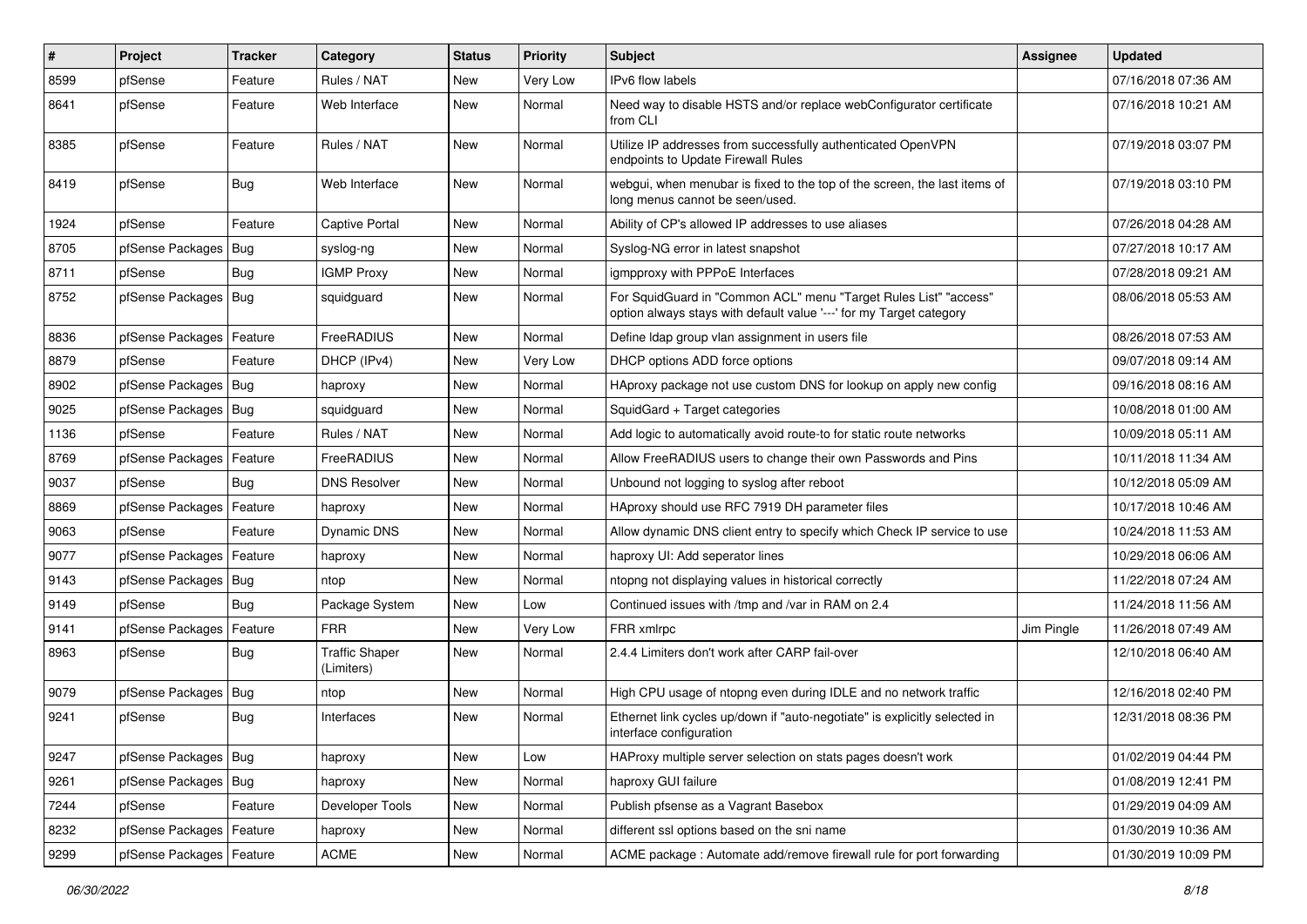| # | Project | Tracker | Category | Status | Priority | Subject | Assignee | Updated |
|---|---|---|---|---|---|---|---|---|
| 8599 | pfSense | Feature | Rules / NAT | New | Very Low | IPv6 flow labels | | 07/16/2018 07:36 AM |
| 8641 | pfSense | Feature | Web Interface | New | Normal | Need way to disable HSTS and/or replace webConfigurator certificate from CLI | | 07/16/2018 10:21 AM |
| 8385 | pfSense | Feature | Rules / NAT | New | Normal | Utilize IP addresses from successfully authenticated OpenVPN endpoints to Update Firewall Rules | | 07/19/2018 03:07 PM |
| 8419 | pfSense | Bug | Web Interface | New | Normal | webgui, when menubar is fixed to the top of the screen, the last items of long menus cannot be seen/used. | | 07/19/2018 03:10 PM |
| 1924 | pfSense | Feature | Captive Portal | New | Normal | Ability of CP's allowed IP addresses to use aliases | | 07/26/2018 04:28 AM |
| 8705 | pfSense Packages | Bug | syslog-ng | New | Normal | Syslog-NG error in latest snapshot | | 07/27/2018 10:17 AM |
| 8711 | pfSense | Bug | IGMP Proxy | New | Normal | igmpproxy with PPPoE Interfaces | | 07/28/2018 09:21 AM |
| 8752 | pfSense Packages | Bug | squidguard | New | Normal | For SquidGuard in "Common ACL" menu "Target Rules List" "access" option always stays with default value '---' for my Target category | | 08/06/2018 05:53 AM |
| 8836 | pfSense Packages | Feature | FreeRADIUS | New | Normal | Define ldap group vlan assignment in users file | | 08/26/2018 07:53 AM |
| 8879 | pfSense | Feature | DHCP (IPv4) | New | Very Low | DHCP options ADD force options | | 09/07/2018 09:14 AM |
| 8902 | pfSense Packages | Bug | haproxy | New | Normal | HAproxy package not use custom DNS for lookup on apply new config | | 09/16/2018 08:16 AM |
| 9025 | pfSense Packages | Bug | squidguard | New | Normal | SquidGard + Target categories | | 10/08/2018 01:00 AM |
| 1136 | pfSense | Feature | Rules / NAT | New | Normal | Add logic to automatically avoid route-to for static route networks | | 10/09/2018 05:11 AM |
| 8769 | pfSense Packages | Feature | FreeRADIUS | New | Normal | Allow FreeRADIUS users to change their own Passwords and Pins | | 10/11/2018 11:34 AM |
| 9037 | pfSense | Bug | DNS Resolver | New | Normal | Unbound not logging to syslog after reboot | | 10/12/2018 05:09 AM |
| 8869 | pfSense Packages | Feature | haproxy | New | Normal | HAproxy should use RFC 7919 DH parameter files | | 10/17/2018 10:46 AM |
| 9063 | pfSense | Feature | Dynamic DNS | New | Normal | Allow dynamic DNS client entry to specify which Check IP service to use | | 10/24/2018 11:53 AM |
| 9077 | pfSense Packages | Feature | haproxy | New | Normal | haproxy UI: Add seperator lines | | 10/29/2018 06:06 AM |
| 9143 | pfSense Packages | Bug | ntop | New | Normal | ntopng not displaying values in historical correctly | | 11/22/2018 07:24 AM |
| 9149 | pfSense | Bug | Package System | New | Low | Continued issues with /tmp and /var in RAM on 2.4 | | 11/24/2018 11:56 AM |
| 9141 | pfSense Packages | Feature | FRR | New | Very Low | FRR xmlrpc | Jim Pingle | 11/26/2018 07:49 AM |
| 8963 | pfSense | Bug | Traffic Shaper (Limiters) | New | Normal | 2.4.4 Limiters don't work after CARP fail-over | | 12/10/2018 06:40 AM |
| 9079 | pfSense Packages | Bug | ntop | New | Normal | High CPU usage of ntopng even during IDLE and no network traffic | | 12/16/2018 02:40 PM |
| 9241 | pfSense | Bug | Interfaces | New | Normal | Ethernet link cycles up/down if "auto-negotiate" is explicitly selected in interface configuration | | 12/31/2018 08:36 PM |
| 9247 | pfSense Packages | Bug | haproxy | New | Low | HAProxy multiple server selection on stats pages doesn't work | | 01/02/2019 04:44 PM |
| 9261 | pfSense Packages | Bug | haproxy | New | Normal | haproxy GUI failure | | 01/08/2019 12:41 PM |
| 7244 | pfSense | Feature | Developer Tools | New | Normal | Publish pfsense as a Vagrant Basebox | | 01/29/2019 04:09 AM |
| 8232 | pfSense Packages | Feature | haproxy | New | Normal | different ssl options based on the sni name | | 01/30/2019 10:36 AM |
| 9299 | pfSense Packages | Feature | ACME | New | Normal | ACME package : Automate add/remove firewall rule for port forwarding | | 01/30/2019 10:09 PM |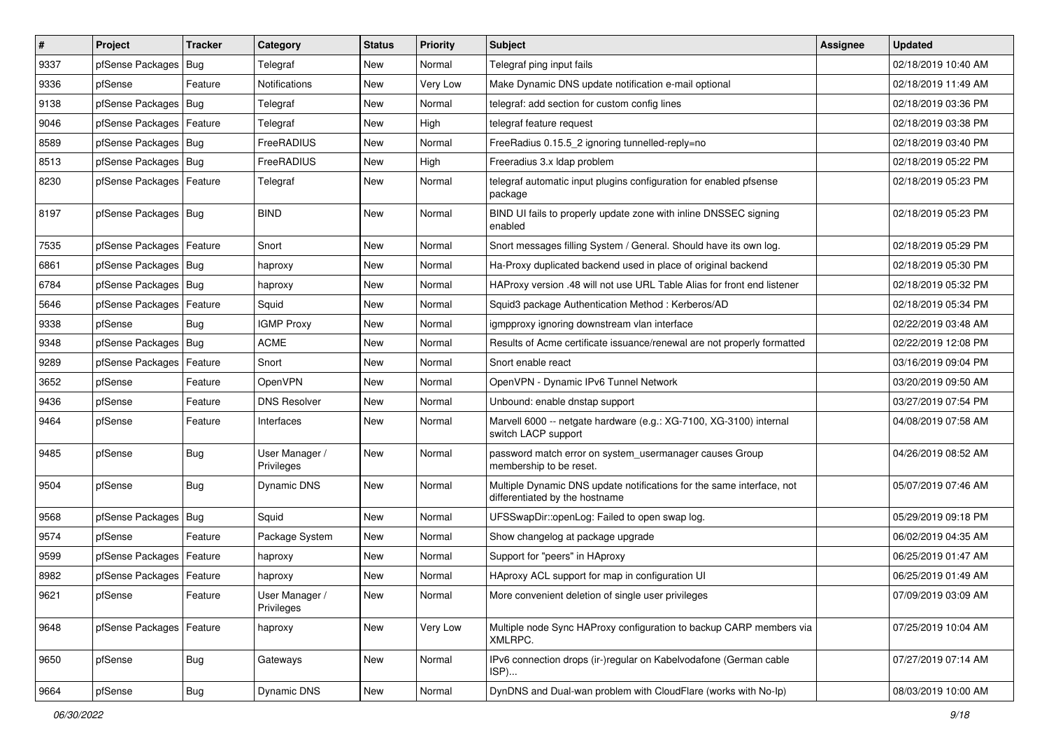| # | Project | Tracker | Category | Status | Priority | Subject | Assignee | Updated |
|---|---|---|---|---|---|---|---|---|
| 9337 | pfSense Packages | Bug | Telegraf | New | Normal | Telegraf ping input fails | | 02/18/2019 10:40 AM |
| 9336 | pfSense | Feature | Notifications | New | Very Low | Make Dynamic DNS update notification e-mail optional | | 02/18/2019 11:49 AM |
| 9138 | pfSense Packages | Bug | Telegraf | New | Normal | telegraf: add section for custom config lines | | 02/18/2019 03:36 PM |
| 9046 | pfSense Packages | Feature | Telegraf | New | High | telegraf feature request | | 02/18/2019 03:38 PM |
| 8589 | pfSense Packages | Bug | FreeRADIUS | New | Normal | FreeRadius 0.15.5_2 ignoring tunnelled-reply=no | | 02/18/2019 03:40 PM |
| 8513 | pfSense Packages | Bug | FreeRADIUS | New | High | Freeradius 3.x ldap problem | | 02/18/2019 05:22 PM |
| 8230 | pfSense Packages | Feature | Telegraf | New | Normal | telegraf automatic input plugins configuration for enabled pfsense package | | 02/18/2019 05:23 PM |
| 8197 | pfSense Packages | Bug | BIND | New | Normal | BIND UI fails to properly update zone with inline DNSSEC signing enabled | | 02/18/2019 05:23 PM |
| 7535 | pfSense Packages | Feature | Snort | New | Normal | Snort messages filling System / General. Should have its own log. | | 02/18/2019 05:29 PM |
| 6861 | pfSense Packages | Bug | haproxy | New | Normal | Ha-Proxy duplicated backend used in place of original backend | | 02/18/2019 05:30 PM |
| 6784 | pfSense Packages | Bug | haproxy | New | Normal | HAProxy version .48 will not use URL Table Alias for front end listener | | 02/18/2019 05:32 PM |
| 5646 | pfSense Packages | Feature | Squid | New | Normal | Squid3 package Authentication Method : Kerberos/AD | | 02/18/2019 05:34 PM |
| 9338 | pfSense | Bug | IGMP Proxy | New | Normal | igmpproxy ignoring downstream vlan interface | | 02/22/2019 03:48 AM |
| 9348 | pfSense Packages | Bug | ACME | New | Normal | Results of Acme certificate issuance/renewal are not properly formatted | | 02/22/2019 12:08 PM |
| 9289 | pfSense Packages | Feature | Snort | New | Normal | Snort enable react | | 03/16/2019 09:04 PM |
| 3652 | pfSense | Feature | OpenVPN | New | Normal | OpenVPN - Dynamic IPv6 Tunnel Network | | 03/20/2019 09:50 AM |
| 9436 | pfSense | Feature | DNS Resolver | New | Normal | Unbound: enable dnstap support | | 03/27/2019 07:54 PM |
| 9464 | pfSense | Feature | Interfaces | New | Normal | Marvell 6000 -- netgate hardware (e.g.: XG-7100, XG-3100) internal switch LACP support | | 04/08/2019 07:58 AM |
| 9485 | pfSense | Bug | User Manager / Privileges | New | Normal | password match error on system_usermanager causes Group membership to be reset. | | 04/26/2019 08:52 AM |
| 9504 | pfSense | Bug | Dynamic DNS | New | Normal | Multiple Dynamic DNS update notifications for the same interface, not differentiated by the hostname | | 05/07/2019 07:46 AM |
| 9568 | pfSense Packages | Bug | Squid | New | Normal | UFSSwapDir::openLog: Failed to open swap log. | | 05/29/2019 09:18 PM |
| 9574 | pfSense | Feature | Package System | New | Normal | Show changelog at package upgrade | | 06/02/2019 04:35 AM |
| 9599 | pfSense Packages | Feature | haproxy | New | Normal | Support for "peers" in HAproxy | | 06/25/2019 01:47 AM |
| 8982 | pfSense Packages | Feature | haproxy | New | Normal | HAproxy ACL support for map in configuration UI | | 06/25/2019 01:49 AM |
| 9621 | pfSense | Feature | User Manager / Privileges | New | Normal | More convenient deletion of single user privileges | | 07/09/2019 03:09 AM |
| 9648 | pfSense Packages | Feature | haproxy | New | Very Low | Multiple node Sync HAProxy configuration to backup CARP members via XMLRPC. | | 07/25/2019 10:04 AM |
| 9650 | pfSense | Bug | Gateways | New | Normal | IPv6 connection drops (ir-)regular on Kabelvodafone (German cable ISP)... | | 07/27/2019 07:14 AM |
| 9664 | pfSense | Bug | Dynamic DNS | New | Normal | DynDNS and Dual-wan problem with CloudFlare (works with No-Ip) | | 08/03/2019 10:00 AM |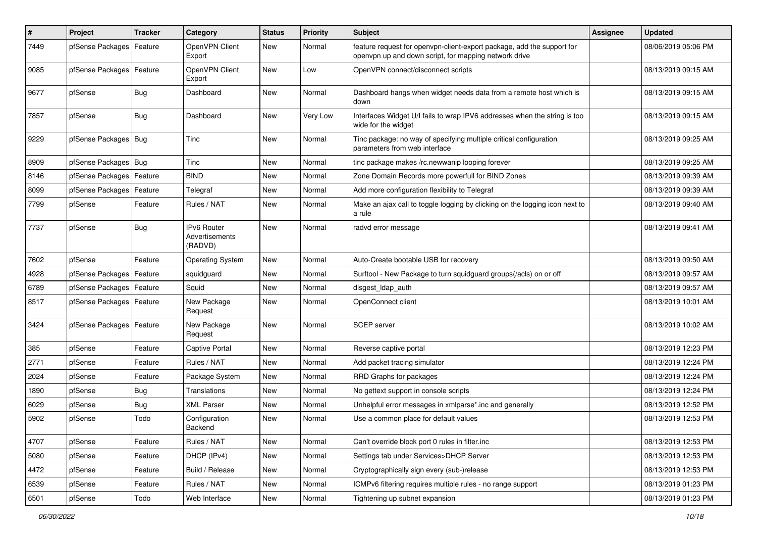| # | Project | Tracker | Category | Status | Priority | Subject | Assignee | Updated |
|---|---|---|---|---|---|---|---|---|
| 7449 | pfSense Packages | Feature | OpenVPN Client Export | New | Normal | feature request for openvpn-client-export package, add the support for openvpn up and down script, for mapping network drive | | 08/06/2019 05:06 PM |
| 9085 | pfSense Packages | Feature | OpenVPN Client Export | New | Low | OpenVPN connect/disconnect scripts | | 08/13/2019 09:15 AM |
| 9677 | pfSense | Bug | Dashboard | New | Normal | Dashboard hangs when widget needs data from a remote host which is down | | 08/13/2019 09:15 AM |
| 7857 | pfSense | Bug | Dashboard | New | Very Low | Interfaces Widget U/I fails to wrap IPV6 addresses when the string is too wide for the widget | | 08/13/2019 09:15 AM |
| 9229 | pfSense Packages | Bug | Tinc | New | Normal | Tinc package: no way of specifying multiple critical configuration parameters from web interface | | 08/13/2019 09:25 AM |
| 8909 | pfSense Packages | Bug | Tinc | New | Normal | tinc package makes /rc.newwanip looping forever | | 08/13/2019 09:25 AM |
| 8146 | pfSense Packages | Feature | BIND | New | Normal | Zone Domain Records more powerfull for BIND Zones | | 08/13/2019 09:39 AM |
| 8099 | pfSense Packages | Feature | Telegraf | New | Normal | Add more configuration flexibility to Telegraf | | 08/13/2019 09:39 AM |
| 7799 | pfSense | Feature | Rules / NAT | New | Normal | Make an ajax call to toggle logging by clicking on the logging icon next to a rule | | 08/13/2019 09:40 AM |
| 7737 | pfSense | Bug | IPv6 Router Advertisements (RADVD) | New | Normal | radvd error message | | 08/13/2019 09:41 AM |
| 7602 | pfSense | Feature | Operating System | New | Normal | Auto-Create bootable USB for recovery | | 08/13/2019 09:50 AM |
| 4928 | pfSense Packages | Feature | squidguard | New | Normal | Surftool - New Package to turn squidguard groups(/acls) on or off | | 08/13/2019 09:57 AM |
| 6789 | pfSense Packages | Feature | Squid | New | Normal | disgest_ldap_auth | | 08/13/2019 09:57 AM |
| 8517 | pfSense Packages | Feature | New Package Request | New | Normal | OpenConnect client | | 08/13/2019 10:01 AM |
| 3424 | pfSense Packages | Feature | New Package Request | New | Normal | SCEP server | | 08/13/2019 10:02 AM |
| 385 | pfSense | Feature | Captive Portal | New | Normal | Reverse captive portal | | 08/13/2019 12:23 PM |
| 2771 | pfSense | Feature | Rules / NAT | New | Normal | Add packet tracing simulator | | 08/13/2019 12:24 PM |
| 2024 | pfSense | Feature | Package System | New | Normal | RRD Graphs for packages | | 08/13/2019 12:24 PM |
| 1890 | pfSense | Bug | Translations | New | Normal | No gettext support in console scripts | | 08/13/2019 12:24 PM |
| 6029 | pfSense | Bug | XML Parser | New | Normal | Unhelpful error messages in xmlparse*.inc and generally | | 08/13/2019 12:52 PM |
| 5902 | pfSense | Todo | Configuration Backend | New | Normal | Use a common place for default values | | 08/13/2019 12:53 PM |
| 4707 | pfSense | Feature | Rules / NAT | New | Normal | Can't override block port 0 rules in filter.inc | | 08/13/2019 12:53 PM |
| 5080 | pfSense | Feature | DHCP (IPv4) | New | Normal | Settings tab under Services>DHCP Server | | 08/13/2019 12:53 PM |
| 4472 | pfSense | Feature | Build / Release | New | Normal | Cryptographically sign every (sub-)release | | 08/13/2019 12:53 PM |
| 6539 | pfSense | Feature | Rules / NAT | New | Normal | ICMPv6 filtering requires multiple rules - no range support | | 08/13/2019 01:23 PM |
| 6501 | pfSense | Todo | Web Interface | New | Normal | Tightening up subnet expansion | | 08/13/2019 01:23 PM |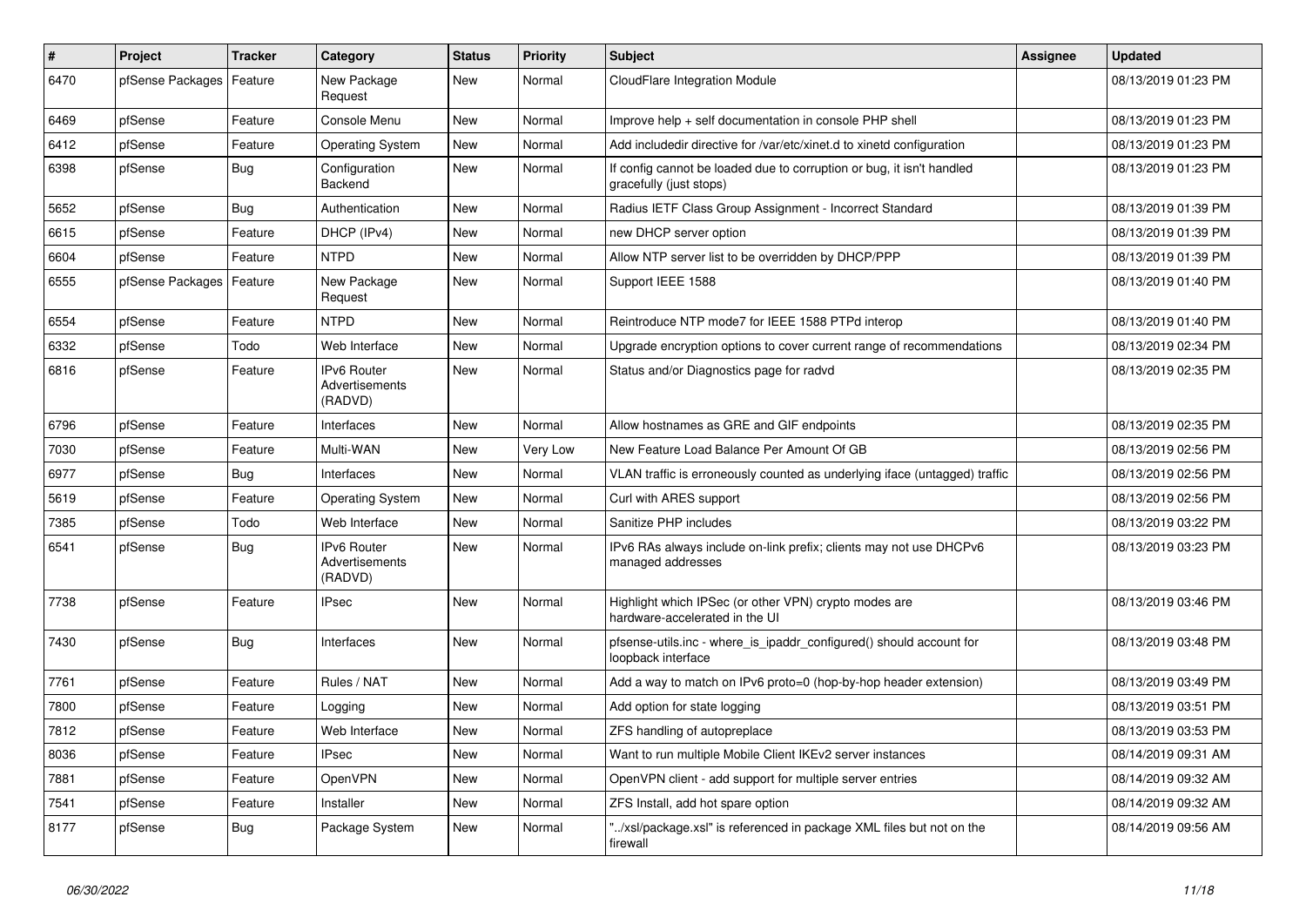| # | Project | Tracker | Category | Status | Priority | Subject | Assignee | Updated |
|---|---|---|---|---|---|---|---|---|
| 6470 | pfSense Packages | Feature | New Package Request | New | Normal | CloudFlare Integration Module | | 08/13/2019 01:23 PM |
| 6469 | pfSense | Feature | Console Menu | New | Normal | Improve help + self documentation in console PHP shell | | 08/13/2019 01:23 PM |
| 6412 | pfSense | Feature | Operating System | New | Normal | Add includedir directive for /var/etc/xinet.d to xinetd configuration | | 08/13/2019 01:23 PM |
| 6398 | pfSense | Bug | Configuration Backend | New | Normal | If config cannot be loaded due to corruption or bug, it isn't handled gracefully (just stops) | | 08/13/2019 01:23 PM |
| 5652 | pfSense | Bug | Authentication | New | Normal | Radius IETF Class Group Assignment - Incorrect Standard | | 08/13/2019 01:39 PM |
| 6615 | pfSense | Feature | DHCP (IPv4) | New | Normal | new DHCP server option | | 08/13/2019 01:39 PM |
| 6604 | pfSense | Feature | NTPD | New | Normal | Allow NTP server list to be overridden by DHCP/PPP | | 08/13/2019 01:39 PM |
| 6555 | pfSense Packages | Feature | New Package Request | New | Normal | Support IEEE 1588 | | 08/13/2019 01:40 PM |
| 6554 | pfSense | Feature | NTPD | New | Normal | Reintroduce NTP mode7 for IEEE 1588 PTPd interop | | 08/13/2019 01:40 PM |
| 6332 | pfSense | Todo | Web Interface | New | Normal | Upgrade encryption options to cover current range of recommendations | | 08/13/2019 02:34 PM |
| 6816 | pfSense | Feature | IPv6 Router Advertisements (RADVD) | New | Normal | Status and/or Diagnostics page for radvd | | 08/13/2019 02:35 PM |
| 6796 | pfSense | Feature | Interfaces | New | Normal | Allow hostnames as GRE and GIF endpoints | | 08/13/2019 02:35 PM |
| 7030 | pfSense | Feature | Multi-WAN | New | Very Low | New Feature Load Balance Per Amount Of GB | | 08/13/2019 02:56 PM |
| 6977 | pfSense | Bug | Interfaces | New | Normal | VLAN traffic is erroneously counted as underlying iface (untagged) traffic | | 08/13/2019 02:56 PM |
| 5619 | pfSense | Feature | Operating System | New | Normal | Curl with ARES support | | 08/13/2019 02:56 PM |
| 7385 | pfSense | Todo | Web Interface | New | Normal | Sanitize PHP includes | | 08/13/2019 03:22 PM |
| 6541 | pfSense | Bug | IPv6 Router Advertisements (RADVD) | New | Normal | IPv6 RAs always include on-link prefix; clients may not use DHCPv6 managed addresses | | 08/13/2019 03:23 PM |
| 7738 | pfSense | Feature | IPsec | New | Normal | Highlight which IPSec (or other VPN) crypto modes are hardware-accelerated in the UI | | 08/13/2019 03:46 PM |
| 7430 | pfSense | Bug | Interfaces | New | Normal | pfsense-utils.inc - where_is_ipaddr_configured() should account for loopback interface | | 08/13/2019 03:48 PM |
| 7761 | pfSense | Feature | Rules / NAT | New | Normal | Add a way to match on IPv6 proto=0 (hop-by-hop header extension) | | 08/13/2019 03:49 PM |
| 7800 | pfSense | Feature | Logging | New | Normal | Add option for state logging | | 08/13/2019 03:51 PM |
| 7812 | pfSense | Feature | Web Interface | New | Normal | ZFS handling of autopreplace | | 08/13/2019 03:53 PM |
| 8036 | pfSense | Feature | IPsec | New | Normal | Want to run multiple Mobile Client IKEv2 server instances | | 08/14/2019 09:31 AM |
| 7881 | pfSense | Feature | OpenVPN | New | Normal | OpenVPN client - add support for multiple server entries | | 08/14/2019 09:32 AM |
| 7541 | pfSense | Feature | Installer | New | Normal | ZFS Install, add hot spare option | | 08/14/2019 09:32 AM |
| 8177 | pfSense | Bug | Package System | New | Normal | "../xsl/package.xsl" is referenced in package XML files but not on the firewall | | 08/14/2019 09:56 AM |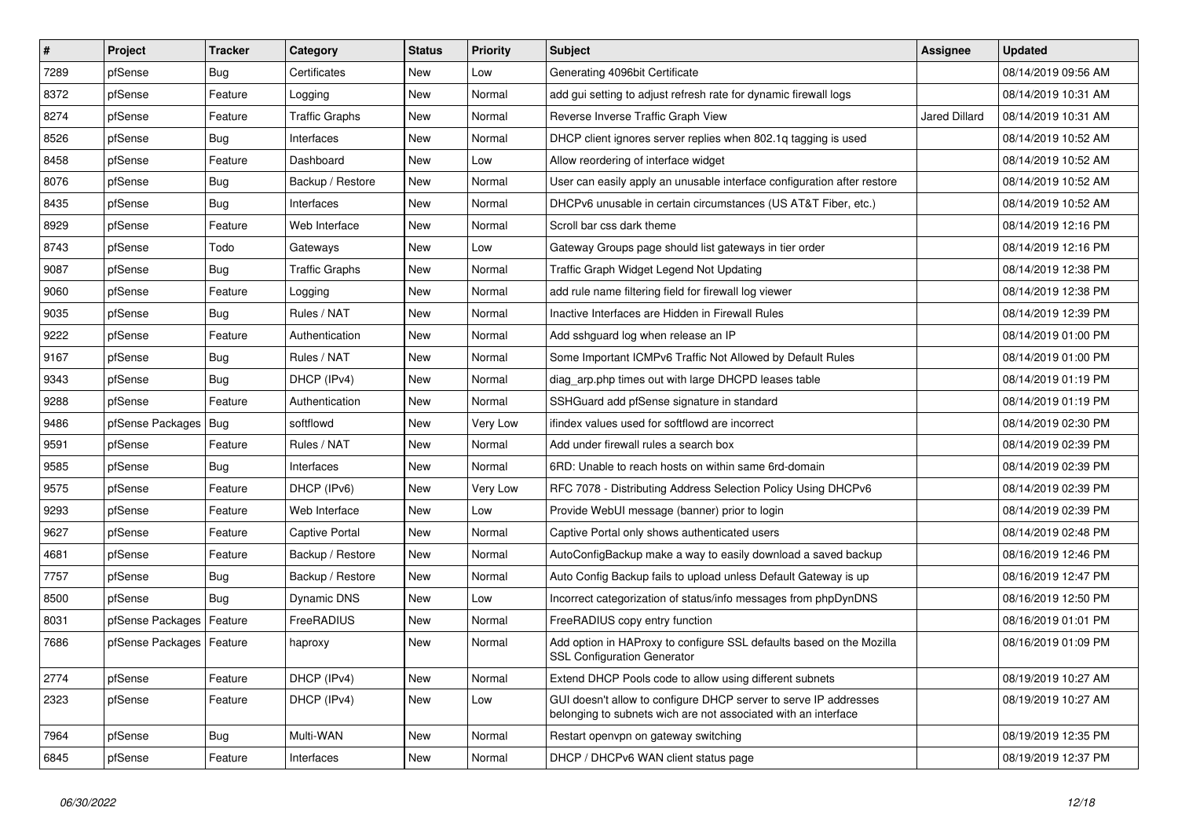| # | Project | Tracker | Category | Status | Priority | Subject | Assignee | Updated |
|---|---|---|---|---|---|---|---|---|
| 7289 | pfSense | Bug | Certificates | New | Low | Generating 4096bit Certificate | | 08/14/2019 09:56 AM |
| 8372 | pfSense | Feature | Logging | New | Normal | add gui setting to adjust refresh rate for dynamic firewall logs | | 08/14/2019 10:31 AM |
| 8274 | pfSense | Feature | Traffic Graphs | New | Normal | Reverse Inverse Traffic Graph View | Jared Dillard | 08/14/2019 10:31 AM |
| 8526 | pfSense | Bug | Interfaces | New | Normal | DHCP client ignores server replies when 802.1q tagging is used | | 08/14/2019 10:52 AM |
| 8458 | pfSense | Feature | Dashboard | New | Low | Allow reordering of interface widget | | 08/14/2019 10:52 AM |
| 8076 | pfSense | Bug | Backup / Restore | New | Normal | User can easily apply an unusable interface configuration after restore | | 08/14/2019 10:52 AM |
| 8435 | pfSense | Bug | Interfaces | New | Normal | DHCPv6 unusable in certain circumstances (US AT&T Fiber, etc.) | | 08/14/2019 10:52 AM |
| 8929 | pfSense | Feature | Web Interface | New | Normal | Scroll bar css dark theme | | 08/14/2019 12:16 PM |
| 8743 | pfSense | Todo | Gateways | New | Low | Gateway Groups page should list gateways in tier order | | 08/14/2019 12:16 PM |
| 9087 | pfSense | Bug | Traffic Graphs | New | Normal | Traffic Graph Widget Legend Not Updating | | 08/14/2019 12:38 PM |
| 9060 | pfSense | Feature | Logging | New | Normal | add rule name filtering field for firewall log viewer | | 08/14/2019 12:38 PM |
| 9035 | pfSense | Bug | Rules / NAT | New | Normal | Inactive Interfaces are Hidden in Firewall Rules | | 08/14/2019 12:39 PM |
| 9222 | pfSense | Feature | Authentication | New | Normal | Add sshguard log when release an IP | | 08/14/2019 01:00 PM |
| 9167 | pfSense | Bug | Rules / NAT | New | Normal | Some Important ICMPv6 Traffic Not Allowed by Default Rules | | 08/14/2019 01:00 PM |
| 9343 | pfSense | Bug | DHCP (IPv4) | New | Normal | diag_arp.php times out with large DHCPD leases table | | 08/14/2019 01:19 PM |
| 9288 | pfSense | Feature | Authentication | New | Normal | SSHGuard add pfSense signature in standard | | 08/14/2019 01:19 PM |
| 9486 | pfSense Packages | Bug | softflowd | New | Very Low | ifindex values used for softflowd are incorrect | | 08/14/2019 02:30 PM |
| 9591 | pfSense | Feature | Rules / NAT | New | Normal | Add under firewall rules a search box | | 08/14/2019 02:39 PM |
| 9585 | pfSense | Bug | Interfaces | New | Normal | 6RD: Unable to reach hosts on within same 6rd-domain | | 08/14/2019 02:39 PM |
| 9575 | pfSense | Feature | DHCP (IPv6) | New | Very Low | RFC 7078 - Distributing Address Selection Policy Using DHCPv6 | | 08/14/2019 02:39 PM |
| 9293 | pfSense | Feature | Web Interface | New | Low | Provide WebUI message (banner) prior to login | | 08/14/2019 02:39 PM |
| 9627 | pfSense | Feature | Captive Portal | New | Normal | Captive Portal only shows authenticated users | | 08/14/2019 02:48 PM |
| 4681 | pfSense | Feature | Backup / Restore | New | Normal | AutoConfigBackup make a way to easily download a saved backup | | 08/16/2019 12:46 PM |
| 7757 | pfSense | Bug | Backup / Restore | New | Normal | Auto Config Backup fails to upload unless Default Gateway is up | | 08/16/2019 12:47 PM |
| 8500 | pfSense | Bug | Dynamic DNS | New | Low | Incorrect categorization of status/info messages from phpDynDNS | | 08/16/2019 12:50 PM |
| 8031 | pfSense Packages | Feature | FreeRADIUS | New | Normal | FreeRADIUS copy entry function | | 08/16/2019 01:01 PM |
| 7686 | pfSense Packages | Feature | haproxy | New | Normal | Add option in HAProxy to configure SSL defaults based on the Mozilla SSL Configuration Generator | | 08/16/2019 01:09 PM |
| 2774 | pfSense | Feature | DHCP (IPv4) | New | Normal | Extend DHCP Pools code to allow using different subnets | | 08/19/2019 10:27 AM |
| 2323 | pfSense | Feature | DHCP (IPv4) | New | Low | GUI doesn't allow to configure DHCP server to serve IP addresses belonging to subnets wich are not associated with an interface | | 08/19/2019 10:27 AM |
| 7964 | pfSense | Bug | Multi-WAN | New | Normal | Restart openvpn on gateway switching | | 08/19/2019 12:35 PM |
| 6845 | pfSense | Feature | Interfaces | New | Normal | DHCP / DHCPv6 WAN client status page | | 08/19/2019 12:37 PM |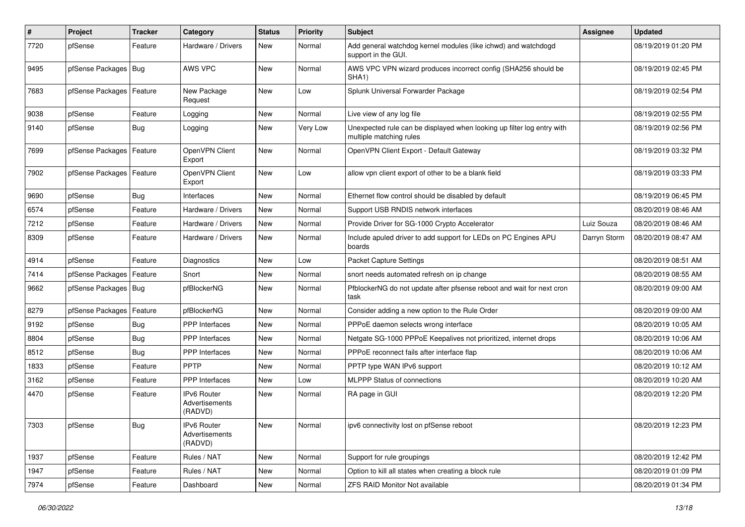| # | Project | Tracker | Category | Status | Priority | Subject | Assignee | Updated |
|---|---|---|---|---|---|---|---|---|
| 7720 | pfSense | Feature | Hardware / Drivers | New | Normal | Add general watchdog kernel modules (like ichwd) and watchdogd support in the GUI. | | 08/19/2019 01:20 PM |
| 9495 | pfSense Packages | Bug | AWS VPC | New | Normal | AWS VPC VPN wizard produces incorrect config (SHA256 should be SHA1) | | 08/19/2019 02:45 PM |
| 7683 | pfSense Packages | Feature | New Package Request | New | Low | Splunk Universal Forwarder Package | | 08/19/2019 02:54 PM |
| 9038 | pfSense | Feature | Logging | New | Normal | Live view of any log file | | 08/19/2019 02:55 PM |
| 9140 | pfSense | Bug | Logging | New | Very Low | Unexpected rule can be displayed when looking up filter log entry with multiple matching rules | | 08/19/2019 02:56 PM |
| 7699 | pfSense Packages | Feature | OpenVPN Client Export | New | Normal | OpenVPN Client Export - Default Gateway | | 08/19/2019 03:32 PM |
| 7902 | pfSense Packages | Feature | OpenVPN Client Export | New | Low | allow vpn client export of other to be a blank field | | 08/19/2019 03:33 PM |
| 9690 | pfSense | Bug | Interfaces | New | Normal | Ethernet flow control should be disabled by default | | 08/19/2019 06:45 PM |
| 6574 | pfSense | Feature | Hardware / Drivers | New | Normal | Support USB RNDIS network interfaces | | 08/20/2019 08:46 AM |
| 7212 | pfSense | Feature | Hardware / Drivers | New | Normal | Provide Driver for SG-1000 Crypto Accelerator | Luiz Souza | 08/20/2019 08:46 AM |
| 8309 | pfSense | Feature | Hardware / Drivers | New | Normal | Include apuled driver to add support for LEDs on PC Engines APU boards | Darryn Storm | 08/20/2019 08:47 AM |
| 4914 | pfSense | Feature | Diagnostics | New | Low | Packet Capture Settings | | 08/20/2019 08:51 AM |
| 7414 | pfSense Packages | Feature | Snort | New | Normal | snort needs automated refresh on ip change | | 08/20/2019 08:55 AM |
| 9662 | pfSense Packages | Bug | pfBlockerNG | New | Normal | PfblockerNG do not update after pfsense reboot and wait for next cron task | | 08/20/2019 09:00 AM |
| 8279 | pfSense Packages | Feature | pfBlockerNG | New | Normal | Consider adding a new option to the Rule Order | | 08/20/2019 09:00 AM |
| 9192 | pfSense | Bug | PPP Interfaces | New | Normal | PPPoE daemon selects wrong interface | | 08/20/2019 10:05 AM |
| 8804 | pfSense | Bug | PPP Interfaces | New | Normal | Netgate SG-1000 PPPoE Keepalives not prioritized, internet drops | | 08/20/2019 10:06 AM |
| 8512 | pfSense | Bug | PPP Interfaces | New | Normal | PPPoE reconnect fails after interface flap | | 08/20/2019 10:06 AM |
| 1833 | pfSense | Feature | PPTP | New | Normal | PPTP type WAN IPv6 support | | 08/20/2019 10:12 AM |
| 3162 | pfSense | Feature | PPP Interfaces | New | Low | MLPPP Status of connections | | 08/20/2019 10:20 AM |
| 4470 | pfSense | Feature | IPv6 Router Advertisements (RADVD) | New | Normal | RA page in GUI | | 08/20/2019 12:20 PM |
| 7303 | pfSense | Bug | IPv6 Router Advertisements (RADVD) | New | Normal | ipv6 connectivity lost on pfSense reboot | | 08/20/2019 12:23 PM |
| 1937 | pfSense | Feature | Rules / NAT | New | Normal | Support for rule groupings | | 08/20/2019 12:42 PM |
| 1947 | pfSense | Feature | Rules / NAT | New | Normal | Option to kill all states when creating a block rule | | 08/20/2019 01:09 PM |
| 7974 | pfSense | Feature | Dashboard | New | Normal | ZFS RAID Monitor Not available | | 08/20/2019 01:34 PM |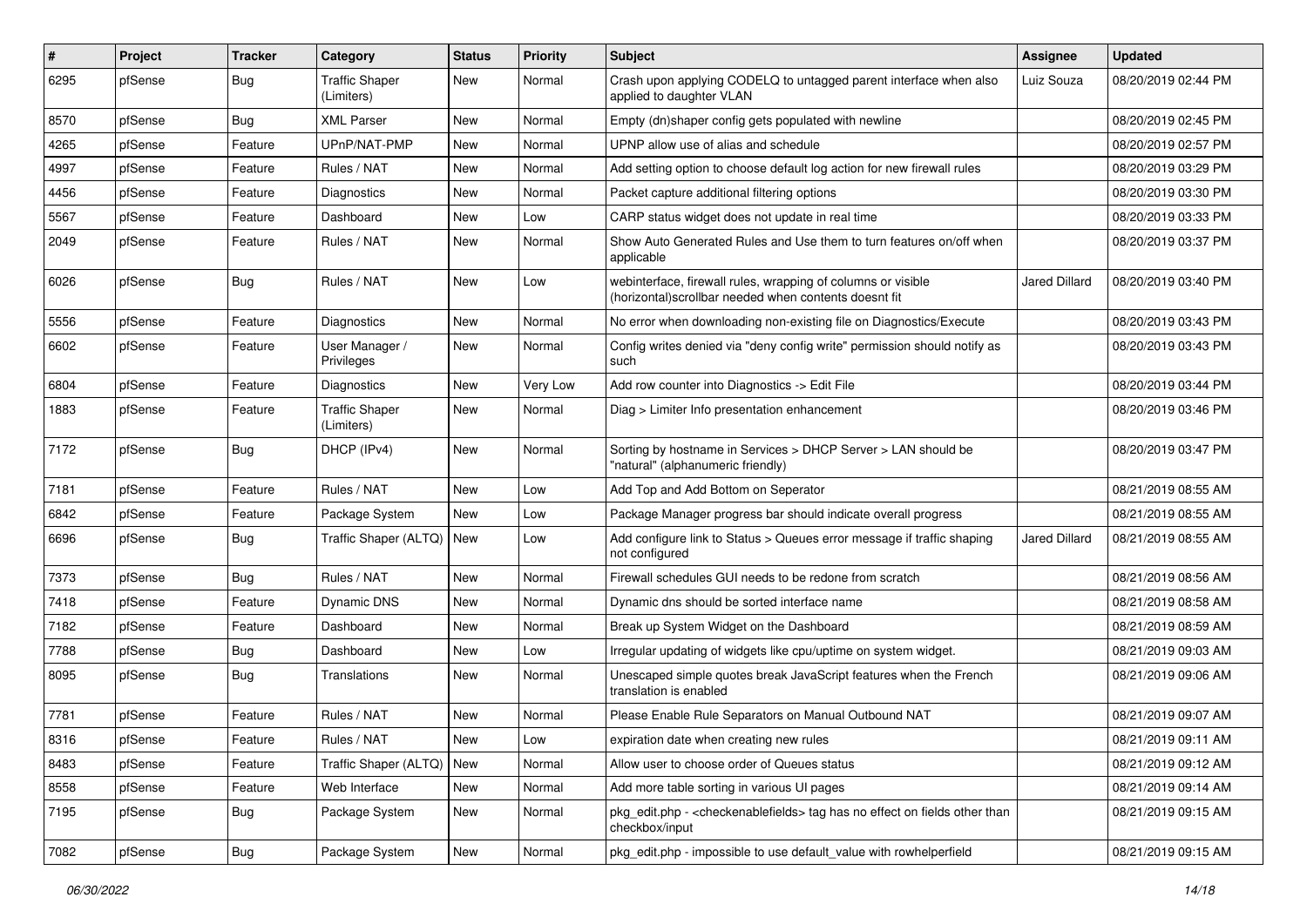| # | Project | Tracker | Category | Status | Priority | Subject | Assignee | Updated |
|---|---|---|---|---|---|---|---|---|
| 6295 | pfSense | Bug | Traffic Shaper (Limiters) | New | Normal | Crash upon applying CODELQ to untagged parent interface when also applied to daughter VLAN | Luiz Souza | 08/20/2019 02:44 PM |
| 8570 | pfSense | Bug | XML Parser | New | Normal | Empty (dn)shaper config gets populated with newline | | 08/20/2019 02:45 PM |
| 4265 | pfSense | Feature | UPnP/NAT-PMP | New | Normal | UPNP allow use of alias and schedule | | 08/20/2019 02:57 PM |
| 4997 | pfSense | Feature | Rules / NAT | New | Normal | Add setting option to choose default log action for new firewall rules | | 08/20/2019 03:29 PM |
| 4456 | pfSense | Feature | Diagnostics | New | Normal | Packet capture additional filtering options | | 08/20/2019 03:30 PM |
| 5567 | pfSense | Feature | Dashboard | New | Low | CARP status widget does not update in real time | | 08/20/2019 03:33 PM |
| 2049 | pfSense | Feature | Rules / NAT | New | Normal | Show Auto Generated Rules and Use them to turn features on/off when applicable | | 08/20/2019 03:37 PM |
| 6026 | pfSense | Bug | Rules / NAT | New | Low | webinterface, firewall rules, wrapping of columns or visible (horizontal)scrollbar needed when contents doesnt fit | Jared Dillard | 08/20/2019 03:40 PM |
| 5556 | pfSense | Feature | Diagnostics | New | Normal | No error when downloading non-existing file on Diagnostics/Execute | | 08/20/2019 03:43 PM |
| 6602 | pfSense | Feature | User Manager / Privileges | New | Normal | Config writes denied via "deny config write" permission should notify as such | | 08/20/2019 03:43 PM |
| 6804 | pfSense | Feature | Diagnostics | New | Very Low | Add row counter into Diagnostics -> Edit File | | 08/20/2019 03:44 PM |
| 1883 | pfSense | Feature | Traffic Shaper (Limiters) | New | Normal | Diag > Limiter Info presentation enhancement | | 08/20/2019 03:46 PM |
| 7172 | pfSense | Bug | DHCP (IPv4) | New | Normal | Sorting by hostname in Services > DHCP Server > LAN should be "natural" (alphanumeric friendly) | | 08/20/2019 03:47 PM |
| 7181 | pfSense | Feature | Rules / NAT | New | Low | Add Top and Add Bottom on Seperator | | 08/21/2019 08:55 AM |
| 6842 | pfSense | Feature | Package System | New | Low | Package Manager progress bar should indicate overall progress | | 08/21/2019 08:55 AM |
| 6696 | pfSense | Bug | Traffic Shaper (ALTQ) | New | Low | Add configure link to Status > Queues error message if traffic shaping not configured | Jared Dillard | 08/21/2019 08:55 AM |
| 7373 | pfSense | Bug | Rules / NAT | New | Normal | Firewall schedules GUI needs to be redone from scratch | | 08/21/2019 08:56 AM |
| 7418 | pfSense | Feature | Dynamic DNS | New | Normal | Dynamic dns should be sorted interface name | | 08/21/2019 08:58 AM |
| 7182 | pfSense | Feature | Dashboard | New | Normal | Break up System Widget on the Dashboard | | 08/21/2019 08:59 AM |
| 7788 | pfSense | Bug | Dashboard | New | Low | Irregular updating of widgets like cpu/uptime on system widget. | | 08/21/2019 09:03 AM |
| 8095 | pfSense | Bug | Translations | New | Normal | Unescaped simple quotes break JavaScript features when the French translation is enabled | | 08/21/2019 09:06 AM |
| 7781 | pfSense | Feature | Rules / NAT | New | Normal | Please Enable Rule Separators on Manual Outbound NAT | | 08/21/2019 09:07 AM |
| 8316 | pfSense | Feature | Rules / NAT | New | Low | expiration date when creating new rules | | 08/21/2019 09:11 AM |
| 8483 | pfSense | Feature | Traffic Shaper (ALTQ) | New | Normal | Allow user to choose order of Queues status | | 08/21/2019 09:12 AM |
| 8558 | pfSense | Feature | Web Interface | New | Normal | Add more table sorting in various UI pages | | 08/21/2019 09:14 AM |
| 7195 | pfSense | Bug | Package System | New | Normal | pkg_edit.php - <checkenablefields> tag has no effect on fields other than checkbox/input | | 08/21/2019 09:15 AM |
| 7082 | pfSense | Bug | Package System | New | Normal | pkg_edit.php - impossible to use default_value with rowhelperfield | | 08/21/2019 09:15 AM |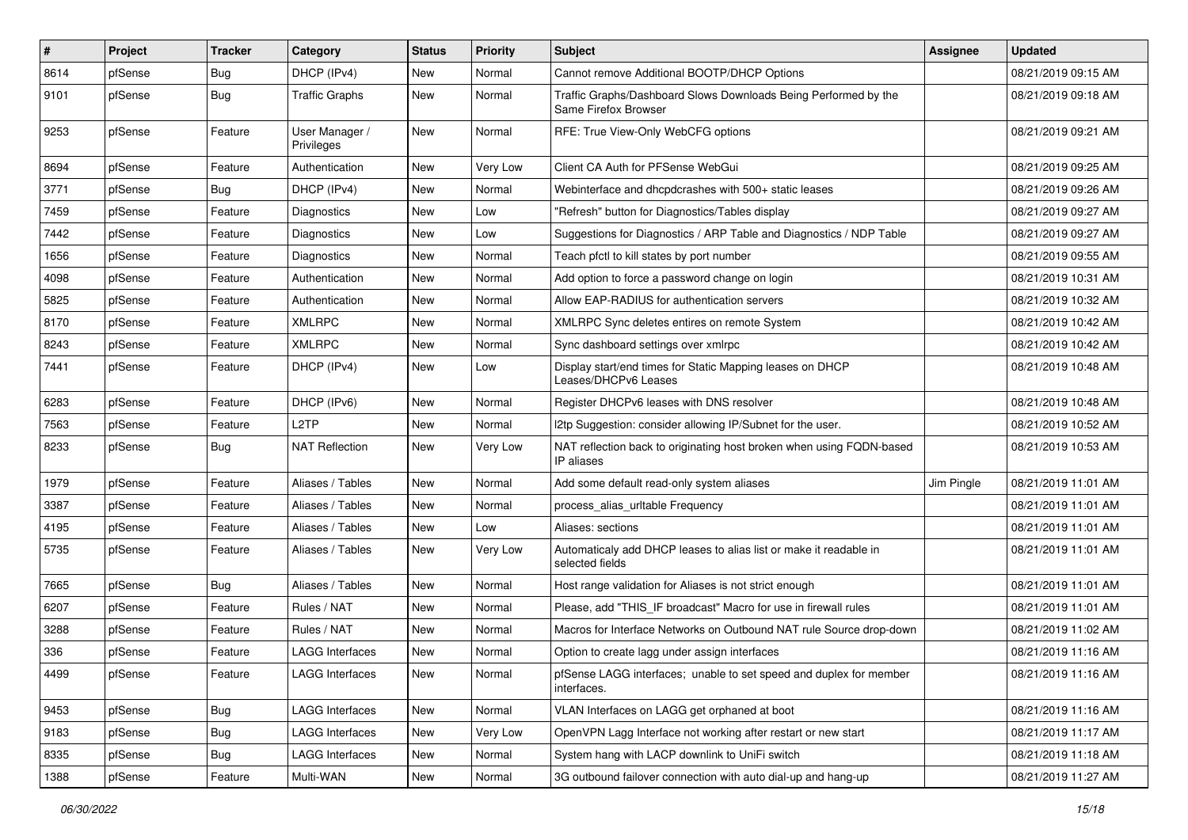| # | Project | Tracker | Category | Status | Priority | Subject | Assignee | Updated |
|---|---|---|---|---|---|---|---|---|
| 8614 | pfSense | Bug | DHCP (IPv4) | New | Normal | Cannot remove Additional BOOTP/DHCP Options | | 08/21/2019 09:15 AM |
| 9101 | pfSense | Bug | Traffic Graphs | New | Normal | Traffic Graphs/Dashboard Slows Downloads Being Performed by the Same Firefox Browser | | 08/21/2019 09:18 AM |
| 9253 | pfSense | Feature | User Manager / Privileges | New | Normal | RFE: True View-Only WebCFG options | | 08/21/2019 09:21 AM |
| 8694 | pfSense | Feature | Authentication | New | Very Low | Client CA Auth for PFSense WebGui | | 08/21/2019 09:25 AM |
| 3771 | pfSense | Bug | DHCP (IPv4) | New | Normal | Webinterface and dhcpdcrashes with 500+ static leases | | 08/21/2019 09:26 AM |
| 7459 | pfSense | Feature | Diagnostics | New | Low | "Refresh" button for Diagnostics/Tables display | | 08/21/2019 09:27 AM |
| 7442 | pfSense | Feature | Diagnostics | New | Low | Suggestions for Diagnostics / ARP Table and Diagnostics / NDP Table | | 08/21/2019 09:27 AM |
| 1656 | pfSense | Feature | Diagnostics | New | Normal | Teach pfctl to kill states by port number | | 08/21/2019 09:55 AM |
| 4098 | pfSense | Feature | Authentication | New | Normal | Add option to force a password change on login | | 08/21/2019 10:31 AM |
| 5825 | pfSense | Feature | Authentication | New | Normal | Allow EAP-RADIUS for authentication servers | | 08/21/2019 10:32 AM |
| 8170 | pfSense | Feature | XMLRPC | New | Normal | XMLRPC Sync deletes entires on remote System | | 08/21/2019 10:42 AM |
| 8243 | pfSense | Feature | XMLRPC | New | Normal | Sync dashboard settings over xmlrpc | | 08/21/2019 10:42 AM |
| 7441 | pfSense | Feature | DHCP (IPv4) | New | Low | Display start/end times for Static Mapping leases on DHCP Leases/DHCPv6 Leases | | 08/21/2019 10:48 AM |
| 6283 | pfSense | Feature | DHCP (IPv6) | New | Normal | Register DHCPv6 leases with DNS resolver | | 08/21/2019 10:48 AM |
| 7563 | pfSense | Feature | L2TP | New | Normal | l2tp Suggestion: consider allowing IP/Subnet for the user. | | 08/21/2019 10:52 AM |
| 8233 | pfSense | Bug | NAT Reflection | New | Very Low | NAT reflection back to originating host broken when using FQDN-based IP aliases | | 08/21/2019 10:53 AM |
| 1979 | pfSense | Feature | Aliases / Tables | New | Normal | Add some default read-only system aliases | Jim Pingle | 08/21/2019 11:01 AM |
| 3387 | pfSense | Feature | Aliases / Tables | New | Normal | process_alias_urltable Frequency | | 08/21/2019 11:01 AM |
| 4195 | pfSense | Feature | Aliases / Tables | New | Low | Aliases: sections | | 08/21/2019 11:01 AM |
| 5735 | pfSense | Feature | Aliases / Tables | New | Very Low | Automaticaly add DHCP leases to alias list or make it readable in selected fields | | 08/21/2019 11:01 AM |
| 7665 | pfSense | Bug | Aliases / Tables | New | Normal | Host range validation for Aliases is not strict enough | | 08/21/2019 11:01 AM |
| 6207 | pfSense | Feature | Rules / NAT | New | Normal | Please, add "THIS_IF broadcast" Macro for use in firewall rules | | 08/21/2019 11:01 AM |
| 3288 | pfSense | Feature | Rules / NAT | New | Normal | Macros for Interface Networks on Outbound NAT rule Source drop-down | | 08/21/2019 11:02 AM |
| 336 | pfSense | Feature | LAGG Interfaces | New | Normal | Option to create lagg under assign interfaces | | 08/21/2019 11:16 AM |
| 4499 | pfSense | Feature | LAGG Interfaces | New | Normal | pfSense LAGG interfaces; unable to set speed and duplex for member interfaces. | | 08/21/2019 11:16 AM |
| 9453 | pfSense | Bug | LAGG Interfaces | New | Normal | VLAN Interfaces on LAGG get orphaned at boot | | 08/21/2019 11:16 AM |
| 9183 | pfSense | Bug | LAGG Interfaces | New | Very Low | OpenVPN Lagg Interface not working after restart or new start | | 08/21/2019 11:17 AM |
| 8335 | pfSense | Bug | LAGG Interfaces | New | Normal | System hang with LACP downlink to UniFi switch | | 08/21/2019 11:18 AM |
| 1388 | pfSense | Feature | Multi-WAN | New | Normal | 3G outbound failover connection with auto dial-up and hang-up | | 08/21/2019 11:27 AM |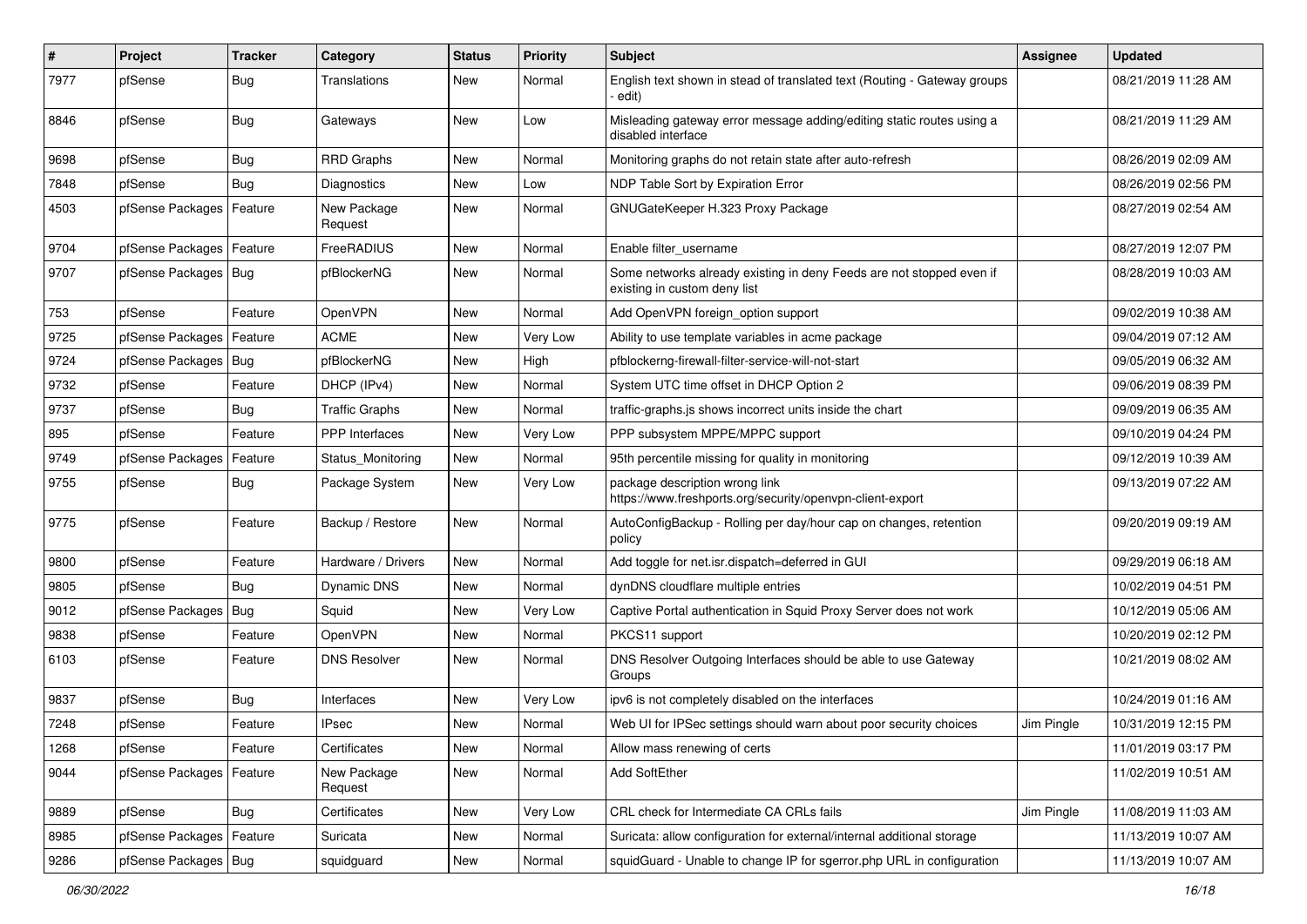| # | Project | Tracker | Category | Status | Priority | Subject | Assignee | Updated |
|---|---|---|---|---|---|---|---|---|
| 7977 | pfSense | Bug | Translations | New | Normal | English text shown in stead of translated text (Routing - Gateway groups - edit) | | 08/21/2019 11:28 AM |
| 8846 | pfSense | Bug | Gateways | New | Low | Misleading gateway error message adding/editing static routes using a disabled interface | | 08/21/2019 11:29 AM |
| 9698 | pfSense | Bug | RRD Graphs | New | Normal | Monitoring graphs do not retain state after auto-refresh | | 08/26/2019 02:09 AM |
| 7848 | pfSense | Bug | Diagnostics | New | Low | NDP Table Sort by Expiration Error | | 08/26/2019 02:56 PM |
| 4503 | pfSense Packages | Feature | New Package Request | New | Normal | GNUGateKeeper H.323 Proxy Package | | 08/27/2019 02:54 AM |
| 9704 | pfSense Packages | Feature | FreeRADIUS | New | Normal | Enable filter_username | | 08/27/2019 12:07 PM |
| 9707 | pfSense Packages | Bug | pfBlockerNG | New | Normal | Some networks already existing in deny Feeds are not stopped even if existing in custom deny list | | 08/28/2019 10:03 AM |
| 753 | pfSense | Feature | OpenVPN | New | Normal | Add OpenVPN foreign_option support | | 09/02/2019 10:38 AM |
| 9725 | pfSense Packages | Feature | ACME | New | Very Low | Ability to use template variables in acme package | | 09/04/2019 07:12 AM |
| 9724 | pfSense Packages | Bug | pfBlockerNG | New | High | pfblockerng-firewall-filter-service-will-not-start | | 09/05/2019 06:32 AM |
| 9732 | pfSense | Feature | DHCP (IPv4) | New | Normal | System UTC time offset in DHCP Option 2 | | 09/06/2019 08:39 PM |
| 9737 | pfSense | Bug | Traffic Graphs | New | Normal | traffic-graphs.js shows incorrect units inside the chart | | 09/09/2019 06:35 AM |
| 895 | pfSense | Feature | PPP Interfaces | New | Very Low | PPP subsystem MPPE/MPPC support | | 09/10/2019 04:24 PM |
| 9749 | pfSense Packages | Feature | Status_Monitoring | New | Normal | 95th percentile missing for quality in monitoring | | 09/12/2019 10:39 AM |
| 9755 | pfSense | Bug | Package System | New | Very Low | package description wrong link https://www.freshports.org/security/openvpn-client-export | | 09/13/2019 07:22 AM |
| 9775 | pfSense | Feature | Backup / Restore | New | Normal | AutoConfigBackup - Rolling per day/hour cap on changes, retention policy | | 09/20/2019 09:19 AM |
| 9800 | pfSense | Feature | Hardware / Drivers | New | Normal | Add toggle for net.isr.dispatch=deferred in GUI | | 09/29/2019 06:18 AM |
| 9805 | pfSense | Bug | Dynamic DNS | New | Normal | dynDNS cloudflare multiple entries | | 10/02/2019 04:51 PM |
| 9012 | pfSense Packages | Bug | Squid | New | Very Low | Captive Portal authentication in Squid Proxy Server does not work | | 10/12/2019 05:06 AM |
| 9838 | pfSense | Feature | OpenVPN | New | Normal | PKCS11 support | | 10/20/2019 02:12 PM |
| 6103 | pfSense | Feature | DNS Resolver | New | Normal | DNS Resolver Outgoing Interfaces should be able to use Gateway Groups | | 10/21/2019 08:02 AM |
| 9837 | pfSense | Bug | Interfaces | New | Very Low | ipv6 is not completely disabled on the interfaces | | 10/24/2019 01:16 AM |
| 7248 | pfSense | Feature | IPsec | New | Normal | Web UI for IPSec settings should warn about poor security choices | Jim Pingle | 10/31/2019 12:15 PM |
| 1268 | pfSense | Feature | Certificates | New | Normal | Allow mass renewing of certs | | 11/01/2019 03:17 PM |
| 9044 | pfSense Packages | Feature | New Package Request | New | Normal | Add SoftEther | | 11/02/2019 10:51 AM |
| 9889 | pfSense | Bug | Certificates | New | Very Low | CRL check for Intermediate CA CRLs fails | Jim Pingle | 11/08/2019 11:03 AM |
| 8985 | pfSense Packages | Feature | Suricata | New | Normal | Suricata: allow configuration for external/internal additional storage | | 11/13/2019 10:07 AM |
| 9286 | pfSense Packages | Bug | squidguard | New | Normal | squidGuard - Unable to change IP for sgerror.php URL in configuration | | 11/13/2019 10:07 AM |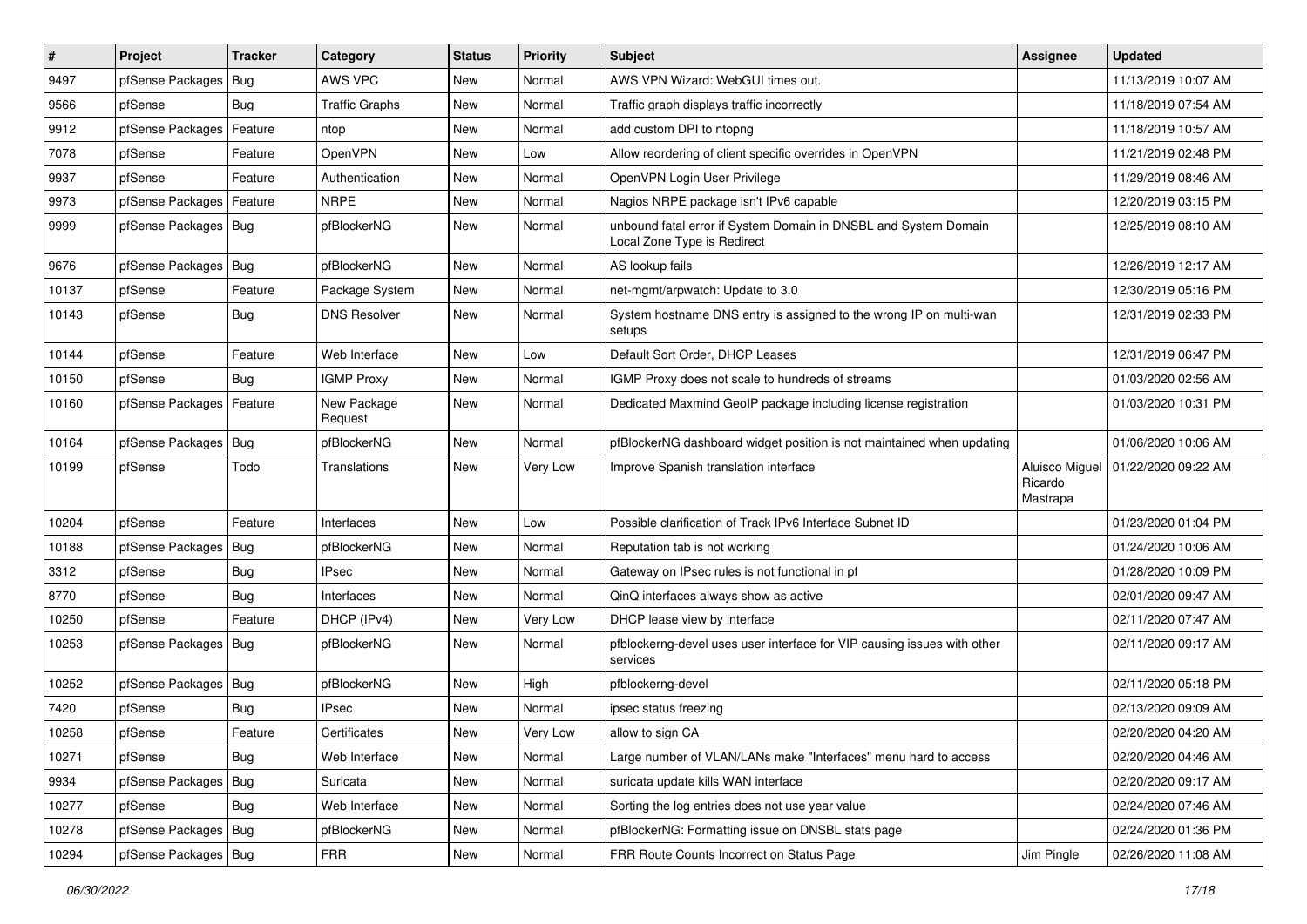| # | Project | Tracker | Category | Status | Priority | Subject | Assignee | Updated |
|---|---|---|---|---|---|---|---|---|
| 9497 | pfSense Packages | Bug | AWS VPC | New | Normal | AWS VPN Wizard: WebGUI times out. | | 11/13/2019 10:07 AM |
| 9566 | pfSense | Bug | Traffic Graphs | New | Normal | Traffic graph displays traffic incorrectly | | 11/18/2019 07:54 AM |
| 9912 | pfSense Packages | Feature | ntop | New | Normal | add custom DPI to ntopng | | 11/18/2019 10:57 AM |
| 7078 | pfSense | Feature | OpenVPN | New | Low | Allow reordering of client specific overrides in OpenVPN | | 11/21/2019 02:48 PM |
| 9937 | pfSense | Feature | Authentication | New | Normal | OpenVPN Login User Privilege | | 11/29/2019 08:46 AM |
| 9973 | pfSense Packages | Feature | NRPE | New | Normal | Nagios NRPE package isn't IPv6 capable | | 12/20/2019 03:15 PM |
| 9999 | pfSense Packages | Bug | pfBlockerNG | New | Normal | unbound fatal error if System Domain in DNSBL and System Domain Local Zone Type is Redirect | | 12/25/2019 08:10 AM |
| 9676 | pfSense Packages | Bug | pfBlockerNG | New | Normal | AS lookup fails | | 12/26/2019 12:17 AM |
| 10137 | pfSense | Feature | Package System | New | Normal | net-mgmt/arpwatch: Update to 3.0 | | 12/30/2019 05:16 PM |
| 10143 | pfSense | Bug | DNS Resolver | New | Normal | System hostname DNS entry is assigned to the wrong IP on multi-wan setups | | 12/31/2019 02:33 PM |
| 10144 | pfSense | Feature | Web Interface | New | Low | Default Sort Order, DHCP Leases | | 12/31/2019 06:47 PM |
| 10150 | pfSense | Bug | IGMP Proxy | New | Normal | IGMP Proxy does not scale to hundreds of streams | | 01/03/2020 02:56 AM |
| 10160 | pfSense Packages | Feature | New Package Request | New | Normal | Dedicated Maxmind GeoIP package including license registration | | 01/03/2020 10:31 PM |
| 10164 | pfSense Packages | Bug | pfBlockerNG | New | Normal | pfBlockerNG dashboard widget position is not maintained when updating | | 01/06/2020 10:06 AM |
| 10199 | pfSense | Todo | Translations | New | Very Low | Improve Spanish translation interface | Aluisco Miguel Ricardo Mastrapa | 01/22/2020 09:22 AM |
| 10204 | pfSense | Feature | Interfaces | New | Low | Possible clarification of Track IPv6 Interface Subnet ID | | 01/23/2020 01:04 PM |
| 10188 | pfSense Packages | Bug | pfBlockerNG | New | Normal | Reputation tab is not working | | 01/24/2020 10:06 AM |
| 3312 | pfSense | Bug | IPsec | New | Normal | Gateway on IPsec rules is not functional in pf | | 01/28/2020 10:09 PM |
| 8770 | pfSense | Bug | Interfaces | New | Normal | QinQ interfaces always show as active | | 02/01/2020 09:47 AM |
| 10250 | pfSense | Feature | DHCP (IPv4) | New | Very Low | DHCP lease view by interface | | 02/11/2020 07:47 AM |
| 10253 | pfSense Packages | Bug | pfBlockerNG | New | Normal | pfblockerng-devel uses user interface for VIP causing issues with other services | | 02/11/2020 09:17 AM |
| 10252 | pfSense Packages | Bug | pfBlockerNG | New | High | pfblockerng-devel | | 02/11/2020 05:18 PM |
| 7420 | pfSense | Bug | IPsec | New | Normal | ipsec status freezing | | 02/13/2020 09:09 AM |
| 10258 | pfSense | Feature | Certificates | New | Very Low | allow to sign CA | | 02/20/2020 04:20 AM |
| 10271 | pfSense | Bug | Web Interface | New | Normal | Large number of VLAN/LANs make "Interfaces" menu hard to access | | 02/20/2020 04:46 AM |
| 9934 | pfSense Packages | Bug | Suricata | New | Normal | suricata update kills WAN interface | | 02/20/2020 09:17 AM |
| 10277 | pfSense | Bug | Web Interface | New | Normal | Sorting the log entries does not use year value | | 02/24/2020 07:46 AM |
| 10278 | pfSense Packages | Bug | pfBlockerNG | New | Normal | pfBlockerNG: Formatting issue on DNSBL stats page | | 02/24/2020 01:36 PM |
| 10294 | pfSense Packages | Bug | FRR | New | Normal | FRR Route Counts Incorrect on Status Page | Jim Pingle | 02/26/2020 11:08 AM |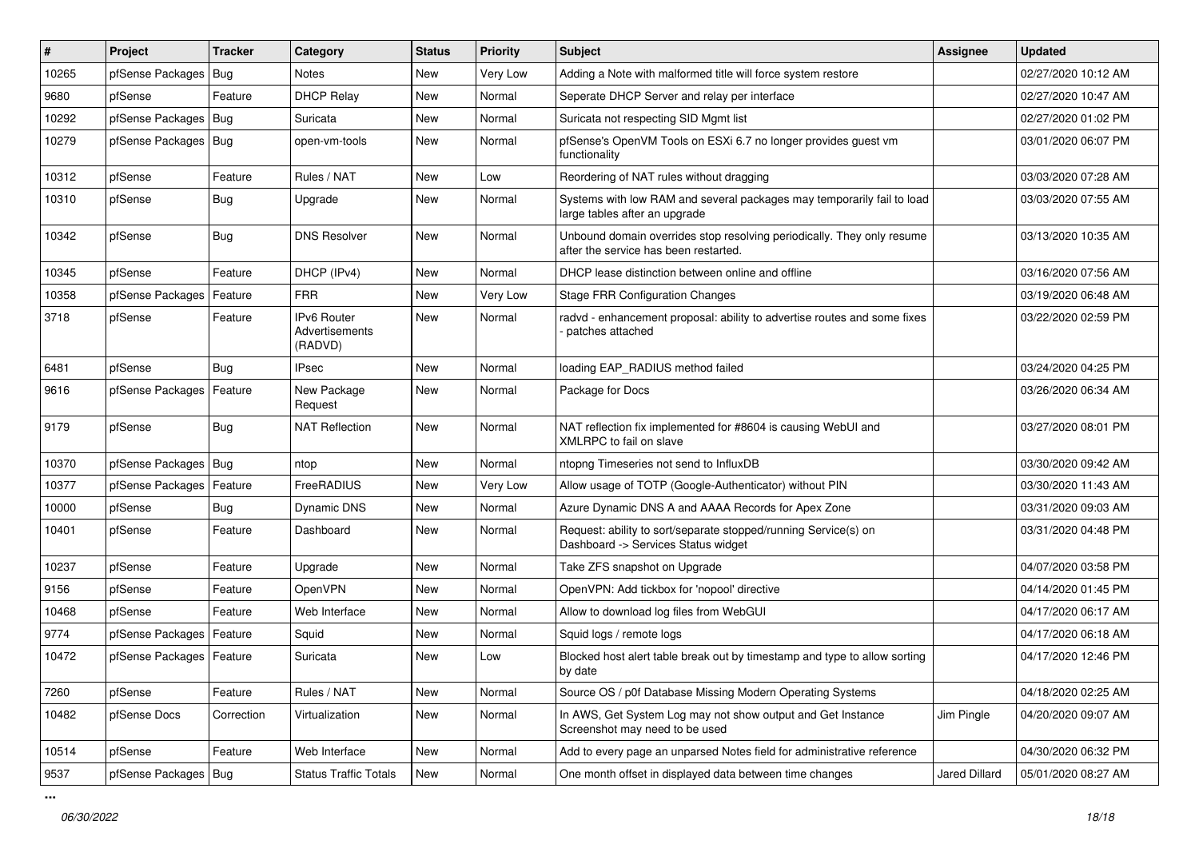| # | Project | Tracker | Category | Status | Priority | Subject | Assignee | Updated |
|---|---|---|---|---|---|---|---|---|
| 10265 | pfSense Packages | Bug | Notes | New | Very Low | Adding a Note with malformed title will force system restore | | 02/27/2020 10:12 AM |
| 9680 | pfSense | Feature | DHCP Relay | New | Normal | Seperate DHCP Server and relay per interface | | 02/27/2020 10:47 AM |
| 10292 | pfSense Packages | Bug | Suricata | New | Normal | Suricata not respecting SID Mgmt list | | 02/27/2020 01:02 PM |
| 10279 | pfSense Packages | Bug | open-vm-tools | New | Normal | pfSense's OpenVM Tools on ESXi 6.7 no longer provides guest vm functionality | | 03/01/2020 06:07 PM |
| 10312 | pfSense | Feature | Rules / NAT | New | Low | Reordering of NAT rules without dragging | | 03/03/2020 07:28 AM |
| 10310 | pfSense | Bug | Upgrade | New | Normal | Systems with low RAM and several packages may temporarily fail to load large tables after an upgrade | | 03/03/2020 07:55 AM |
| 10342 | pfSense | Bug | DNS Resolver | New | Normal | Unbound domain overrides stop resolving periodically. They only resume after the service has been restarted. | | 03/13/2020 10:35 AM |
| 10345 | pfSense | Feature | DHCP (IPv4) | New | Normal | DHCP lease distinction between online and offline | | 03/16/2020 07:56 AM |
| 10358 | pfSense Packages | Feature | FRR | New | Very Low | Stage FRR Configuration Changes | | 03/19/2020 06:48 AM |
| 3718 | pfSense | Feature | IPv6 Router Advertisements (RADVD) | New | Normal | radvd - enhancement proposal: ability to advertise routes and some fixes - patches attached | | 03/22/2020 02:59 PM |
| 6481 | pfSense | Bug | IPsec | New | Normal | loading EAP_RADIUS method failed | | 03/24/2020 04:25 PM |
| 9616 | pfSense Packages | Feature | New Package Request | New | Normal | Package for Docs | | 03/26/2020 06:34 AM |
| 9179 | pfSense | Bug | NAT Reflection | New | Normal | NAT reflection fix implemented for #8604 is causing WebUI and XMLRPC to fail on slave | | 03/27/2020 08:01 PM |
| 10370 | pfSense Packages | Bug | ntop | New | Normal | ntopng Timeseries not send to InfluxDB | | 03/30/2020 09:42 AM |
| 10377 | pfSense Packages | Feature | FreeRADIUS | New | Very Low | Allow usage of TOTP (Google-Authenticator) without PIN | | 03/30/2020 11:43 AM |
| 10000 | pfSense | Bug | Dynamic DNS | New | Normal | Azure Dynamic DNS A and AAAA Records for Apex Zone | | 03/31/2020 09:03 AM |
| 10401 | pfSense | Feature | Dashboard | New | Normal | Request: ability to sort/separate stopped/running Service(s) on Dashboard -> Services Status widget | | 03/31/2020 04:48 PM |
| 10237 | pfSense | Feature | Upgrade | New | Normal | Take ZFS snapshot on Upgrade | | 04/07/2020 03:58 PM |
| 9156 | pfSense | Feature | OpenVPN | New | Normal | OpenVPN: Add tickbox for 'nopool' directive | | 04/14/2020 01:45 PM |
| 10468 | pfSense | Feature | Web Interface | New | Normal | Allow to download log files from WebGUI | | 04/17/2020 06:17 AM |
| 9774 | pfSense Packages | Feature | Squid | New | Normal | Squid logs / remote logs | | 04/17/2020 06:18 AM |
| 10472 | pfSense Packages | Feature | Suricata | New | Low | Blocked host alert table break out by timestamp and type to allow sorting by date | | 04/17/2020 12:46 PM |
| 7260 | pfSense | Feature | Rules / NAT | New | Normal | Source OS / p0f Database Missing Modern Operating Systems | | 04/18/2020 02:25 AM |
| 10482 | pfSense Docs | Correction | Virtualization | New | Normal | In AWS, Get System Log may not show output and Get Instance Screenshot may need to be used | Jim Pingle | 04/20/2020 09:07 AM |
| 10514 | pfSense | Feature | Web Interface | New | Normal | Add to every page an unparsed Notes field for administrative reference | | 04/30/2020 06:32 PM |
| 9537 | pfSense Packages | Bug | Status Traffic Totals | New | Normal | One month offset in displayed data between time changes | Jared Dillard | 05/01/2020 08:27 AM |

...